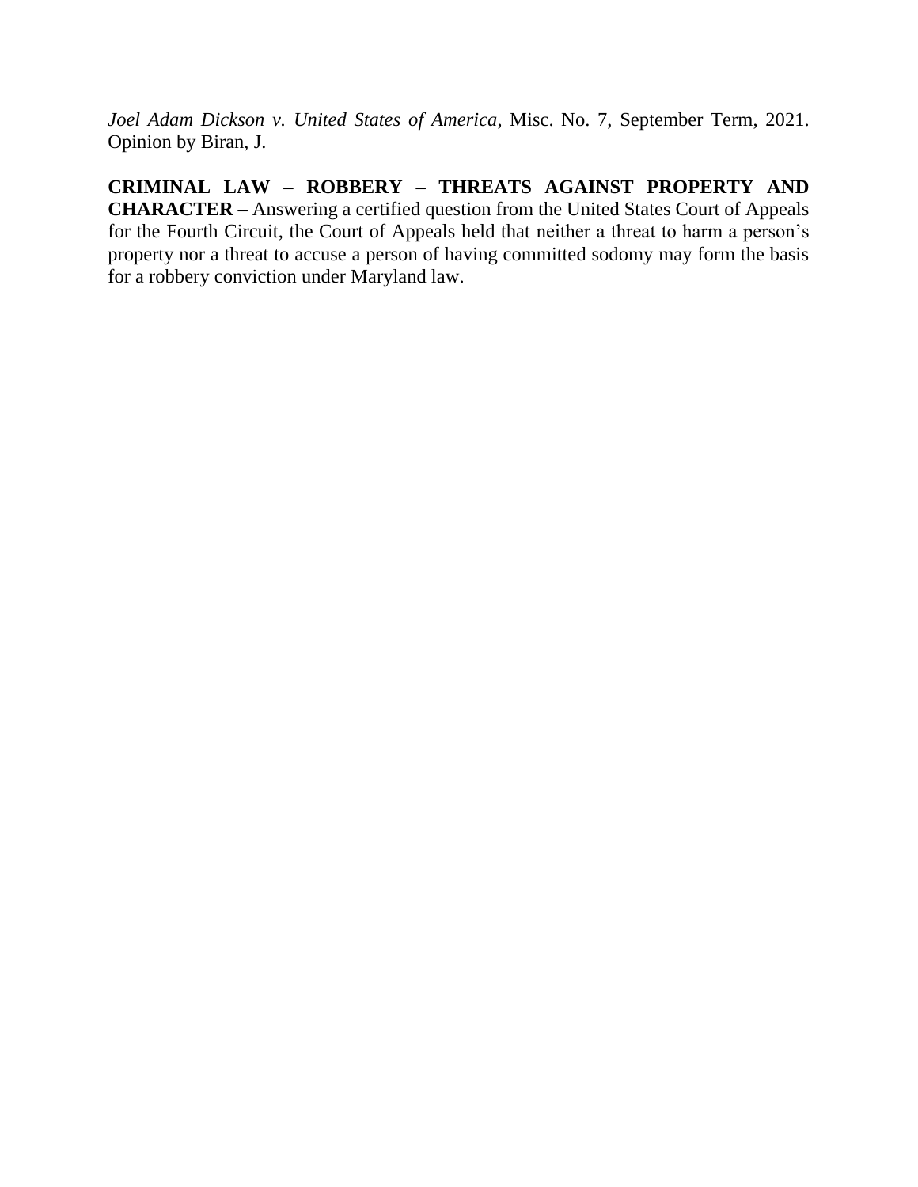*Joel Adam Dickson v. United States of America*, Misc. No. 7, September Term, 2021. Opinion by Biran, J.

**CRIMINAL LAW – ROBBERY – THREATS AGAINST PROPERTY AND CHARACTER –** Answering a certified question from the United States Court of Appeals for the Fourth Circuit, the Court of Appeals held that neither a threat to harm a person's property nor a threat to accuse a person of having committed sodomy may form the basis for a robbery conviction under Maryland law.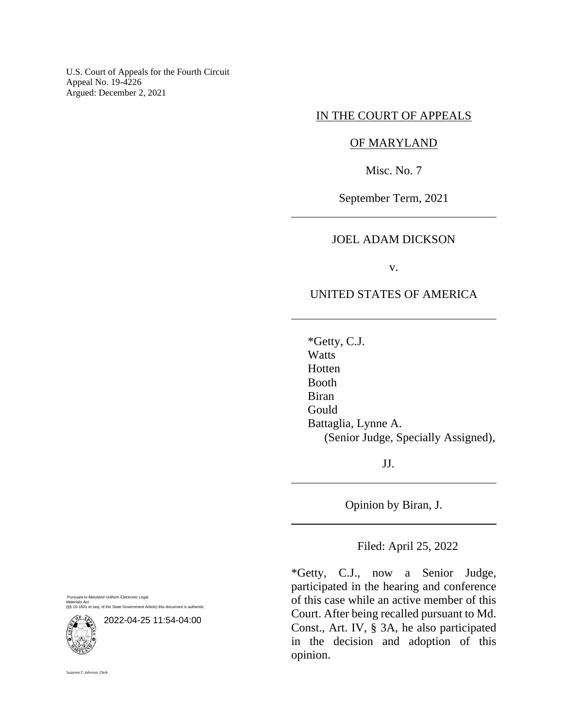U.S. Court of Appeals for the Fourth Circuit
Appeal No. 19-4226
Argued: December 2, 2021

IN THE COURT OF APPEALS

OF MARYLAND

Misc. No. 7

September Term, 2021

---

JOEL ADAM DICKSON

v.

UNITED STATES OF AMERICA

---

*Getty, C.J.
Watts
Hotten
Booth
Biran
Gould
Battaglia, Lynne A.
(Senior Judge, Specially Assigned),

JJ.

---

Opinion by Biran, J.

---

Filed: April 25, 2022

*Getty, C.J., now a Senior Judge, participated in the hearing and conference of this case while an active member of this Court. After being recalled pursuant to Md. Const., Art. IV, § 3A, he also participated in the decision and adoption of this opinion.

Pursuant to Maryland Uniform Electronic Legal Materials Act (§§ 10-1601 et seq. of the State Government Article) this document is authentic.

2022-04-25 11:54-04:00

Suzanne C. Johnson, Clerk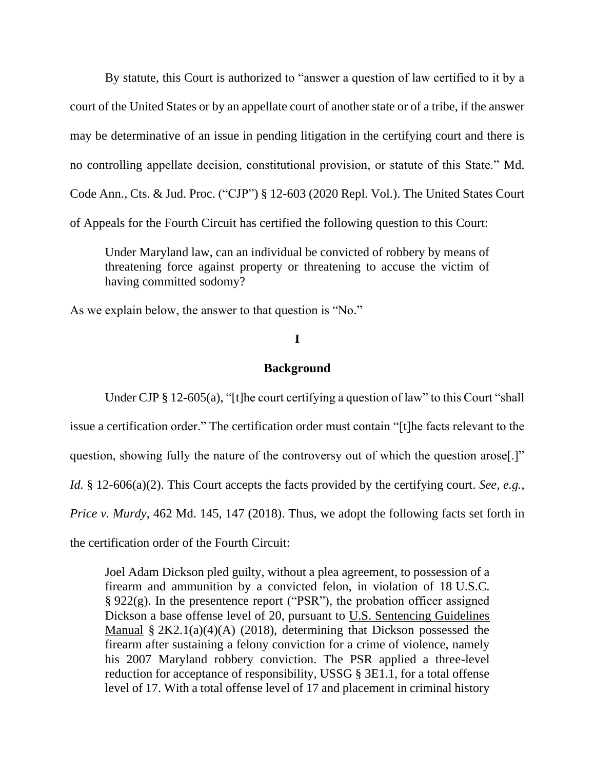By statute, this Court is authorized to "answer a question of law certified to it by a court of the United States or by an appellate court of another state or of a tribe, if the answer may be determinative of an issue in pending litigation in the certifying court and there is no controlling appellate decision, constitutional provision, or statute of this State." Md. Code Ann., Cts. & Jud. Proc. ("CJP") § 12-603 (2020 Repl. Vol.). The United States Court of Appeals for the Fourth Circuit has certified the following question to this Court:

> Under Maryland law, can an individual be convicted of robbery by means of threatening force against property or threatening to accuse the victim of having committed sodomy?

As we explain below, the answer to that question is "No."

## I

## Background

Under CJP § 12-605(a), "[t]he court certifying a question of law" to this Court "shall issue a certification order." The certification order must contain "[t]he facts relevant to the question, showing fully the nature of the controversy out of which the question arose[.]" *Id.* § 12-606(a)(2). This Court accepts the facts provided by the certifying court. *See, e.g.*, *Price v. Murdy*, 462 Md. 145, 147 (2018). Thus, we adopt the following facts set forth in the certification order of the Fourth Circuit:

> Joel Adam Dickson pled guilty, without a plea agreement, to possession of a firearm and ammunition by a convicted felon, in violation of 18 U.S.C. § 922(g). In the presentence report ("PSR"), the probation officer assigned Dickson a base offense level of 20, pursuant to U.S. Sentencing Guidelines Manual § 2K2.1(a)(4)(A) (2018), determining that Dickson possessed the firearm after sustaining a felony conviction for a crime of violence, namely his 2007 Maryland robbery conviction. The PSR applied a three-level reduction for acceptance of responsibility, USSG § 3E1.1, for a total offense level of 17. With a total offense level of 17 and placement in criminal history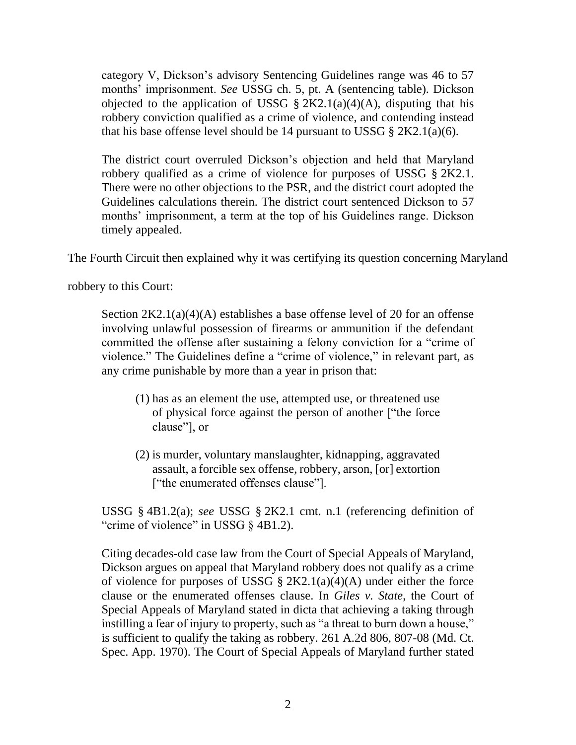> category V, Dickson's advisory Sentencing Guidelines range was 46 to 57 months' imprisonment. *See* USSG ch. 5, pt. A (sentencing table). Dickson objected to the application of USSG § 2K2.1(a)(4)(A), disputing that his robbery conviction qualified as a crime of violence, and contending instead that his base offense level should be 14 pursuant to USSG § 2K2.1(a)(6).
>
> The district court overruled Dickson's objection and held that Maryland robbery qualified as a crime of violence for purposes of USSG § 2K2.1. There were no other objections to the PSR, and the district court adopted the Guidelines calculations therein. The district court sentenced Dickson to 57 months' imprisonment, a term at the top of his Guidelines range. Dickson timely appealed.

The Fourth Circuit then explained why it was certifying its question concerning Maryland robbery to this Court:

> Section 2K2.1(a)(4)(A) establishes a base offense level of 20 for an offense involving unlawful possession of firearms or ammunition if the defendant committed the offense after sustaining a felony conviction for a "crime of violence." The Guidelines define a "crime of violence," in relevant part, as any crime punishable by more than a year in prison that:
>
> > (1) has as an element the use, attempted use, or threatened use of physical force against the person of another ["the force clause"], or
> >
> > (2) is murder, voluntary manslaughter, kidnapping, aggravated assault, a forcible sex offense, robbery, arson, [or] extortion ["the enumerated offenses clause"].
>
> USSG § 4B1.2(a); *see* USSG § 2K2.1 cmt. n.1 (referencing definition of "crime of violence" in USSG § 4B1.2).
>
> Citing decades-old case law from the Court of Special Appeals of Maryland, Dickson argues on appeal that Maryland robbery does not qualify as a crime of violence for purposes of USSG § 2K2.1(a)(4)(A) under either the force clause or the enumerated offenses clause. In *Giles v. State*, the Court of Special Appeals of Maryland stated in dicta that achieving a taking through instilling a fear of injury to property, such as "a threat to burn down a house," is sufficient to qualify the taking as robbery. 261 A.2d 806, 807-08 (Md. Ct. Spec. App. 1970). The Court of Special Appeals of Maryland further stated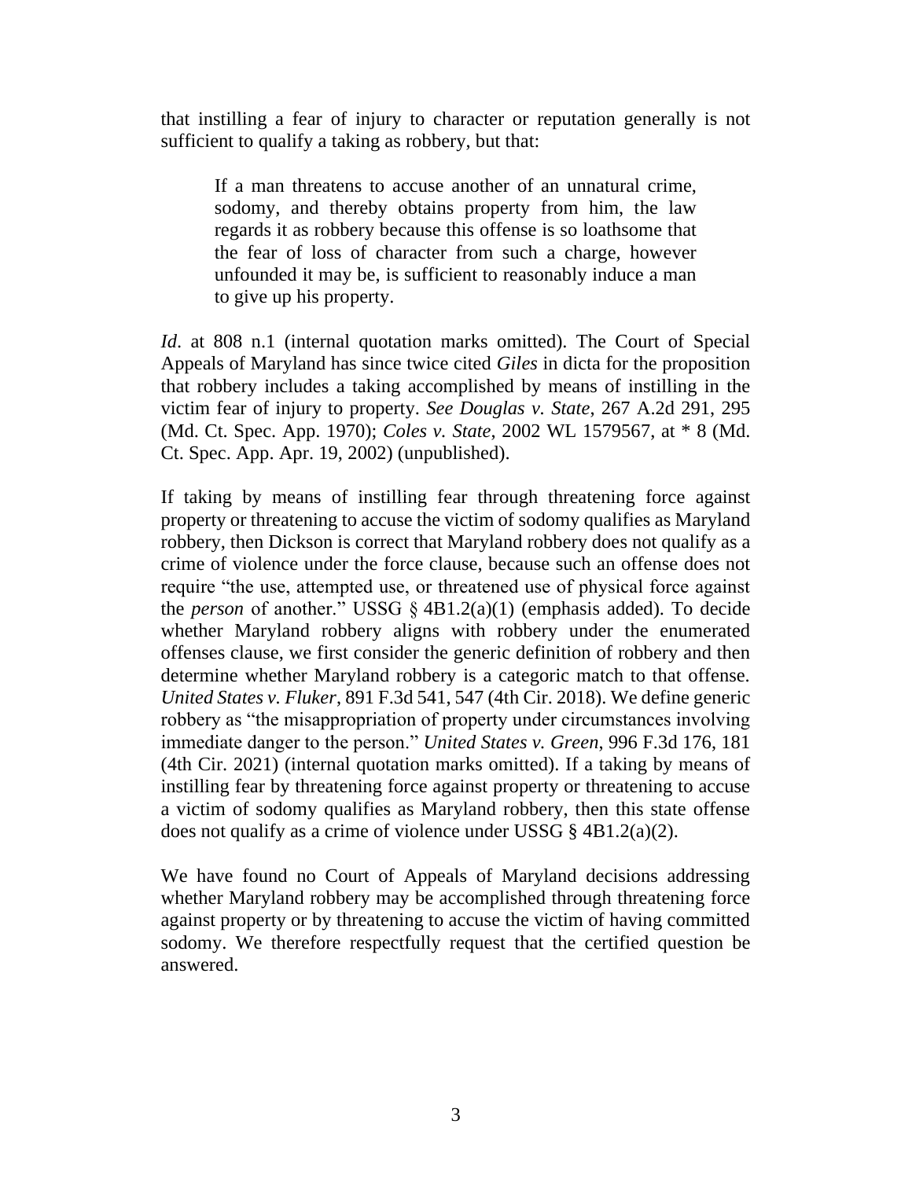that instilling a fear of injury to character or reputation generally is not sufficient to qualify a taking as robbery, but that:

> If a man threatens to accuse another of an unnatural crime, sodomy, and thereby obtains property from him, the law regards it as robbery because this offense is so loathsome that the fear of loss of character from such a charge, however unfounded it may be, is sufficient to reasonably induce a man to give up his property.

*Id*. at 808 n.1 (internal quotation marks omitted). The Court of Special Appeals of Maryland has since twice cited *Giles* in dicta for the proposition that robbery includes a taking accomplished by means of instilling in the victim fear of injury to property. *See Douglas v. State*, 267 A.2d 291, 295 (Md. Ct. Spec. App. 1970); *Coles v. State*, 2002 WL 1579567, at * 8 (Md. Ct. Spec. App. Apr. 19, 2002) (unpublished).

If taking by means of instilling fear through threatening force against property or threatening to accuse the victim of sodomy qualifies as Maryland robbery, then Dickson is correct that Maryland robbery does not qualify as a crime of violence under the force clause, because such an offense does not require "the use, attempted use, or threatened use of physical force against the *person* of another." USSG § 4B1.2(a)(1) (emphasis added). To decide whether Maryland robbery aligns with robbery under the enumerated offenses clause, we first consider the generic definition of robbery and then determine whether Maryland robbery is a categoric match to that offense. *United States v. Fluker*, 891 F.3d 541, 547 (4th Cir. 2018). We define generic robbery as "the misappropriation of property under circumstances involving immediate danger to the person." *United States v. Green*, 996 F.3d 176, 181 (4th Cir. 2021) (internal quotation marks omitted). If a taking by means of instilling fear by threatening force against property or threatening to accuse a victim of sodomy qualifies as Maryland robbery, then this state offense does not qualify as a crime of violence under USSG § 4B1.2(a)(2).

We have found no Court of Appeals of Maryland decisions addressing whether Maryland robbery may be accomplished through threatening force against property or by threatening to accuse the victim of having committed sodomy. We therefore respectfully request that the certified question be answered.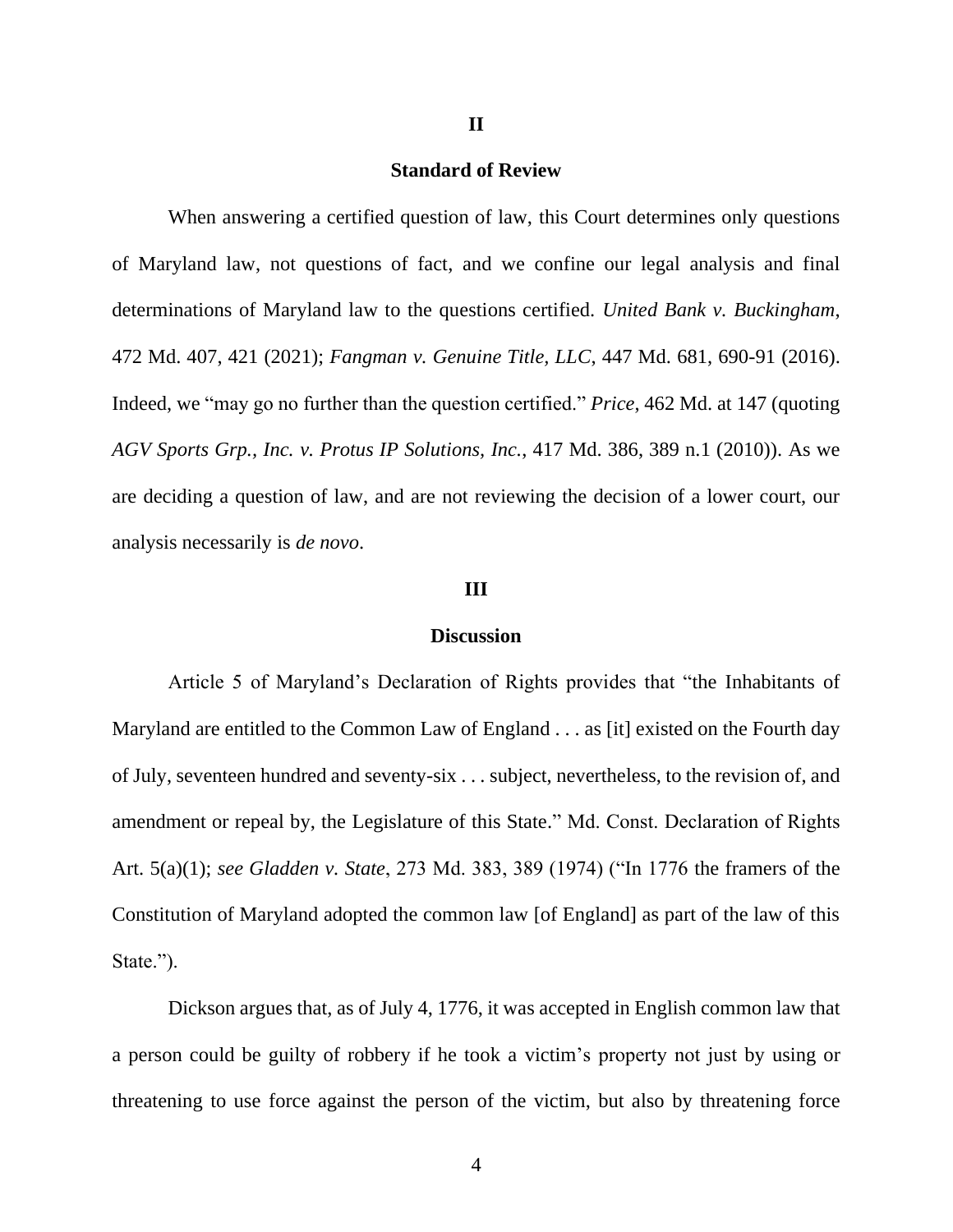## II

### Standard of Review

When answering a certified question of law, this Court determines only questions of Maryland law, not questions of fact, and we confine our legal analysis and final determinations of Maryland law to the questions certified. *United Bank v. Buckingham*, 472 Md. 407, 421 (2021); *Fangman v. Genuine Title, LLC*, 447 Md. 681, 690-91 (2016). Indeed, we "may go no further than the question certified." *Price*, 462 Md. at 147 (quoting *AGV Sports Grp., Inc. v. Protus IP Solutions, Inc.*, 417 Md. 386, 389 n.1 (2010)). As we are deciding a question of law, and are not reviewing the decision of a lower court, our analysis necessarily is *de novo*.

## III

### Discussion

Article 5 of Maryland's Declaration of Rights provides that "the Inhabitants of Maryland are entitled to the Common Law of England . . . as [it] existed on the Fourth day of July, seventeen hundred and seventy-six . . . subject, nevertheless, to the revision of, and amendment or repeal by, the Legislature of this State." Md. Const. Declaration of Rights Art. 5(a)(1); *see Gladden v. State*, 273 Md. 383, 389 (1974) ("In 1776 the framers of the Constitution of Maryland adopted the common law [of England] as part of the law of this State.").

Dickson argues that, as of July 4, 1776, it was accepted in English common law that a person could be guilty of robbery if he took a victim's property not just by using or threatening to use force against the person of the victim, but also by threatening force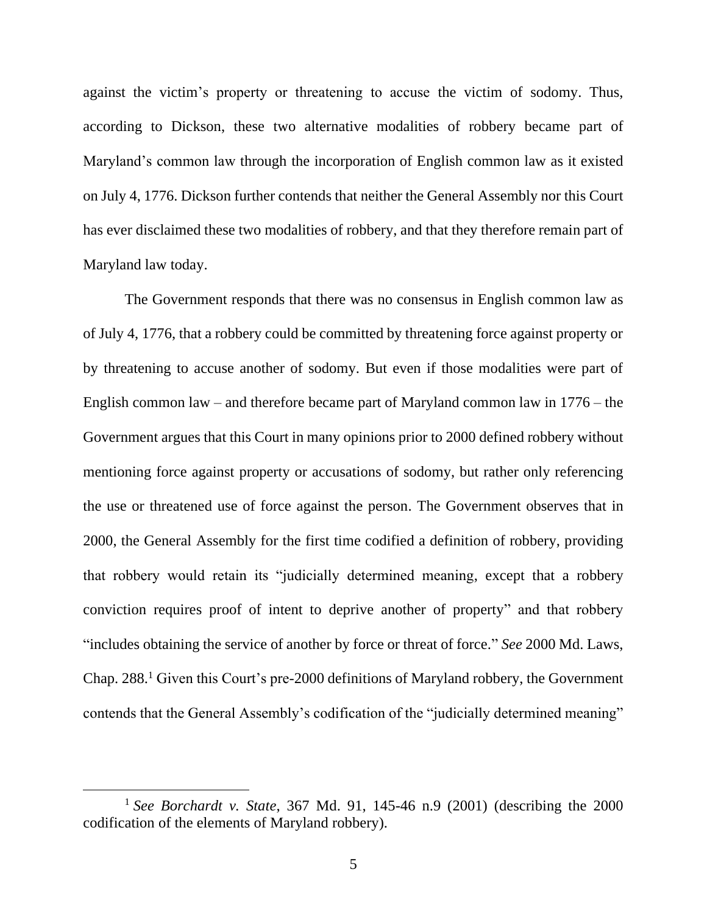against the victim's property or threatening to accuse the victim of sodomy. Thus, according to Dickson, these two alternative modalities of robbery became part of Maryland's common law through the incorporation of English common law as it existed on July 4, 1776. Dickson further contends that neither the General Assembly nor this Court has ever disclaimed these two modalities of robbery, and that they therefore remain part of Maryland law today.

The Government responds that there was no consensus in English common law as of July 4, 1776, that a robbery could be committed by threatening force against property or by threatening to accuse another of sodomy. But even if those modalities were part of English common law – and therefore became part of Maryland common law in 1776 – the Government argues that this Court in many opinions prior to 2000 defined robbery without mentioning force against property or accusations of sodomy, but rather only referencing the use or threatened use of force against the person. The Government observes that in 2000, the General Assembly for the first time codified a definition of robbery, providing that robbery would retain its "judicially determined meaning, except that a robbery conviction requires proof of intent to deprive another of property" and that robbery "includes obtaining the service of another by force or threat of force." *See* 2000 Md. Laws, Chap. 288.[1] Given this Court's pre-2000 definitions of Maryland robbery, the Government contends that the General Assembly's codification of the "judicially determined meaning"

---

[1] *See Borchardt v. State*, 367 Md. 91, 145-46 n.9 (2001) (describing the 2000 codification of the elements of Maryland robbery).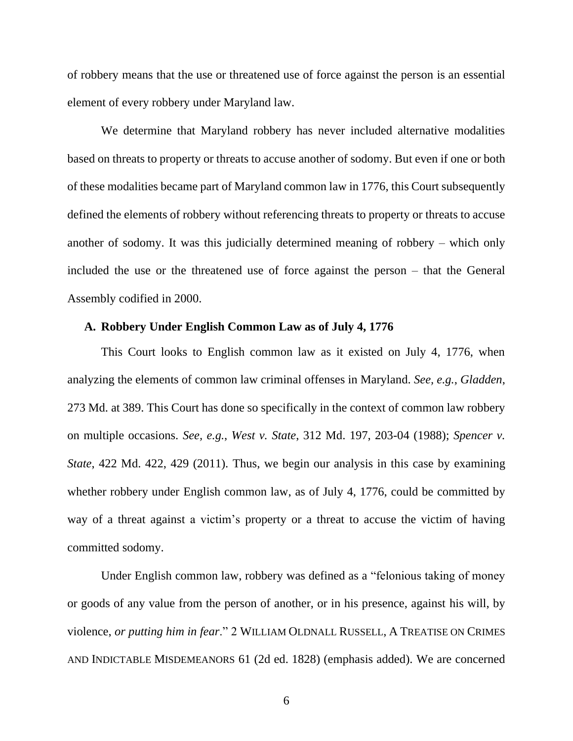of robbery means that the use or threatened use of force against the person is an essential element of every robbery under Maryland law.

We determine that Maryland robbery has never included alternative modalities based on threats to property or threats to accuse another of sodomy. But even if one or both of these modalities became part of Maryland common law in 1776, this Court subsequently defined the elements of robbery without referencing threats to property or threats to accuse another of sodomy. It was this judicially determined meaning of robbery – which only included the use or the threatened use of force against the person – that the General Assembly codified in 2000.

### A. Robbery Under English Common Law as of July 4, 1776

This Court looks to English common law as it existed on July 4, 1776, when analyzing the elements of common law criminal offenses in Maryland. *See, e.g.*, *Gladden*, 273 Md. at 389. This Court has done so specifically in the context of common law robbery on multiple occasions. *See, e.g.*, *West v. State*, 312 Md. 197, 203-04 (1988); *Spencer v. State*, 422 Md. 422, 429 (2011). Thus, we begin our analysis in this case by examining whether robbery under English common law, as of July 4, 1776, could be committed by way of a threat against a victim's property or a threat to accuse the victim of having committed sodomy.

Under English common law, robbery was defined as a "felonious taking of money or goods of any value from the person of another, or in his presence, against his will, by violence, *or putting him in fear*." 2 WILLIAM OLDNALL RUSSELL, A TREATISE ON CRIMES AND INDICTABLE MISDEMEANORS 61 (2d ed. 1828) (emphasis added). We are concerned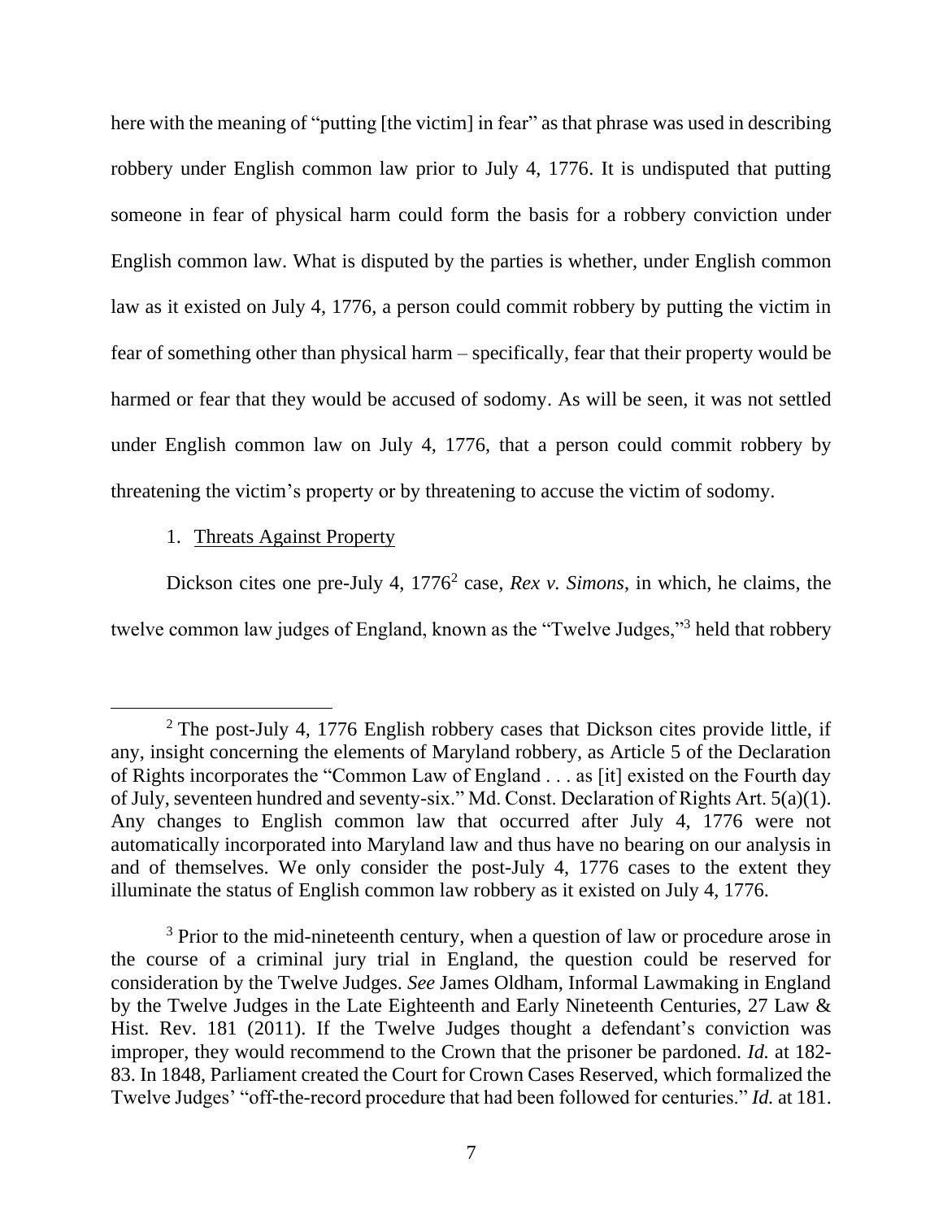here with the meaning of "putting [the victim] in fear" as that phrase was used in describing robbery under English common law prior to July 4, 1776. It is undisputed that putting someone in fear of physical harm could form the basis for a robbery conviction under English common law. What is disputed by the parties is whether, under English common law as it existed on July 4, 1776, a person could commit robbery by putting the victim in fear of something other than physical harm – specifically, fear that their property would be harmed or fear that they would be accused of sodomy. As will be seen, it was not settled under English common law on July 4, 1776, that a person could commit robbery by threatening the victim's property or by threatening to accuse the victim of sodomy.

1. Threats Against Property

Dickson cites one pre-July 4, 1776[2] case, *Rex v. Simons*, in which, he claims, the twelve common law judges of England, known as the "Twelve Judges,"[3] held that robbery

[2] The post-July 4, 1776 English robbery cases that Dickson cites provide little, if any, insight concerning the elements of Maryland robbery, as Article 5 of the Declaration of Rights incorporates the "Common Law of England . . . as [it] existed on the Fourth day of July, seventeen hundred and seventy-six." Md. Const. Declaration of Rights Art. 5(a)(1). Any changes to English common law that occurred after July 4, 1776 were not automatically incorporated into Maryland law and thus have no bearing on our analysis in and of themselves. We only consider the post-July 4, 1776 cases to the extent they illuminate the status of English common law robbery as it existed on July 4, 1776.

[3] Prior to the mid-nineteenth century, when a question of law or procedure arose in the course of a criminal jury trial in England, the question could be reserved for consideration by the Twelve Judges. *See* James Oldham, Informal Lawmaking in England by the Twelve Judges in the Late Eighteenth and Early Nineteenth Centuries, 27 Law & Hist. Rev. 181 (2011). If the Twelve Judges thought a defendant's conviction was improper, they would recommend to the Crown that the prisoner be pardoned. *Id.* at 182-83. In 1848, Parliament created the Court for Crown Cases Reserved, which formalized the Twelve Judges' "off-the-record procedure that had been followed for centuries." *Id.* at 181.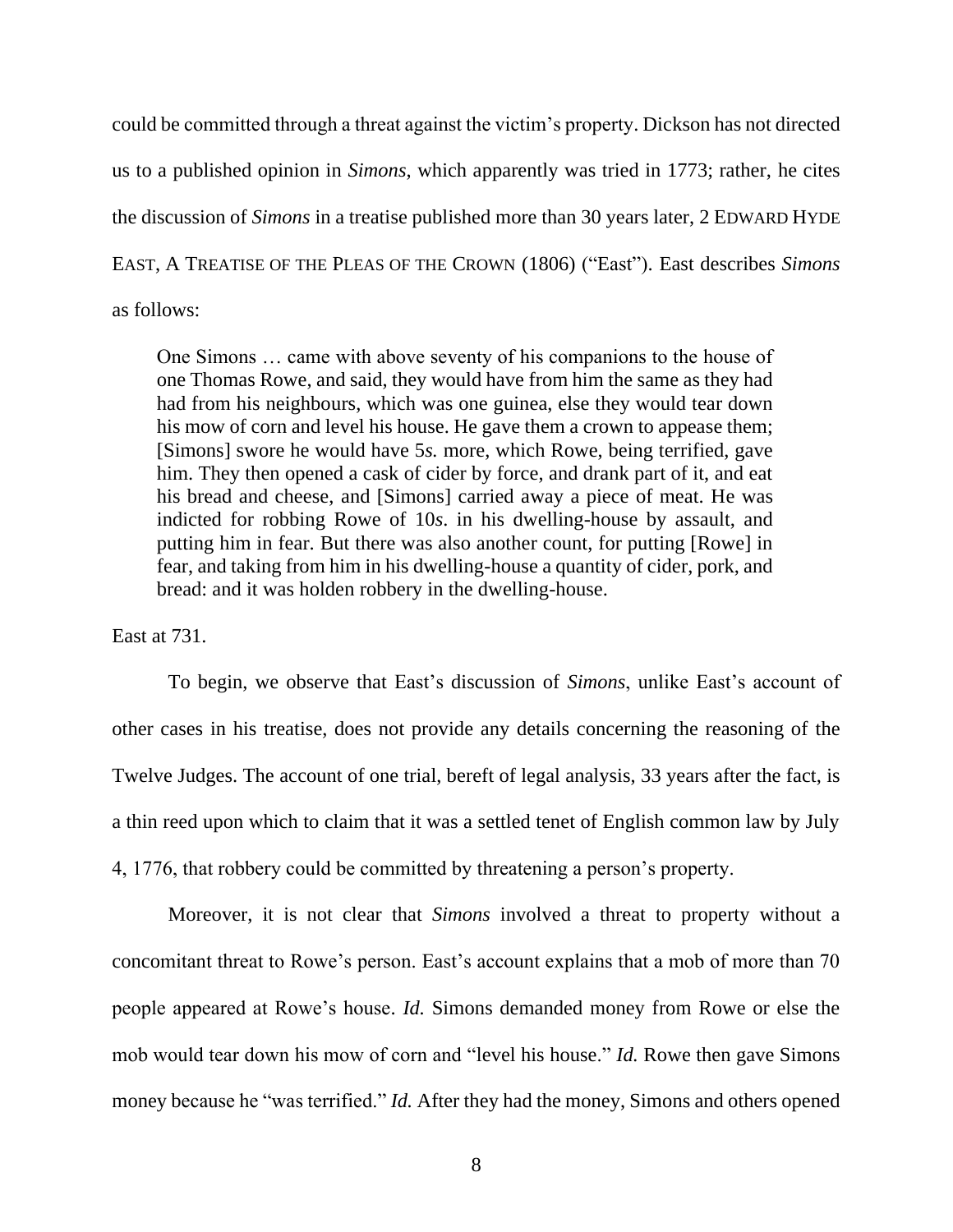could be committed through a threat against the victim's property. Dickson has not directed us to a published opinion in *Simons*, which apparently was tried in 1773; rather, he cites the discussion of *Simons* in a treatise published more than 30 years later, 2 EDWARD HYDE EAST, A TREATISE OF THE PLEAS OF THE CROWN (1806) ("East"). East describes *Simons* as follows:

> One Simons … came with above seventy of his companions to the house of one Thomas Rowe, and said, they would have from him the same as they had had from his neighbours, which was one guinea, else they would tear down his mow of corn and level his house. He gave them a crown to appease them; [Simons] swore he would have 5*s.* more, which Rowe, being terrified, gave him. They then opened a cask of cider by force, and drank part of it, and eat his bread and cheese, and [Simons] carried away a piece of meat. He was indicted for robbing Rowe of 10*s*. in his dwelling-house by assault, and putting him in fear. But there was also another count, for putting [Rowe] in fear, and taking from him in his dwelling-house a quantity of cider, pork, and bread: and it was holden robbery in the dwelling-house.

East at 731.

To begin, we observe that East's discussion of *Simons*, unlike East's account of other cases in his treatise, does not provide any details concerning the reasoning of the Twelve Judges. The account of one trial, bereft of legal analysis, 33 years after the fact, is a thin reed upon which to claim that it was a settled tenet of English common law by July 4, 1776, that robbery could be committed by threatening a person's property.

Moreover, it is not clear that *Simons* involved a threat to property without a concomitant threat to Rowe's person. East's account explains that a mob of more than 70 people appeared at Rowe's house. *Id.* Simons demanded money from Rowe or else the mob would tear down his mow of corn and "level his house." *Id.* Rowe then gave Simons money because he "was terrified." *Id.* After they had the money, Simons and others opened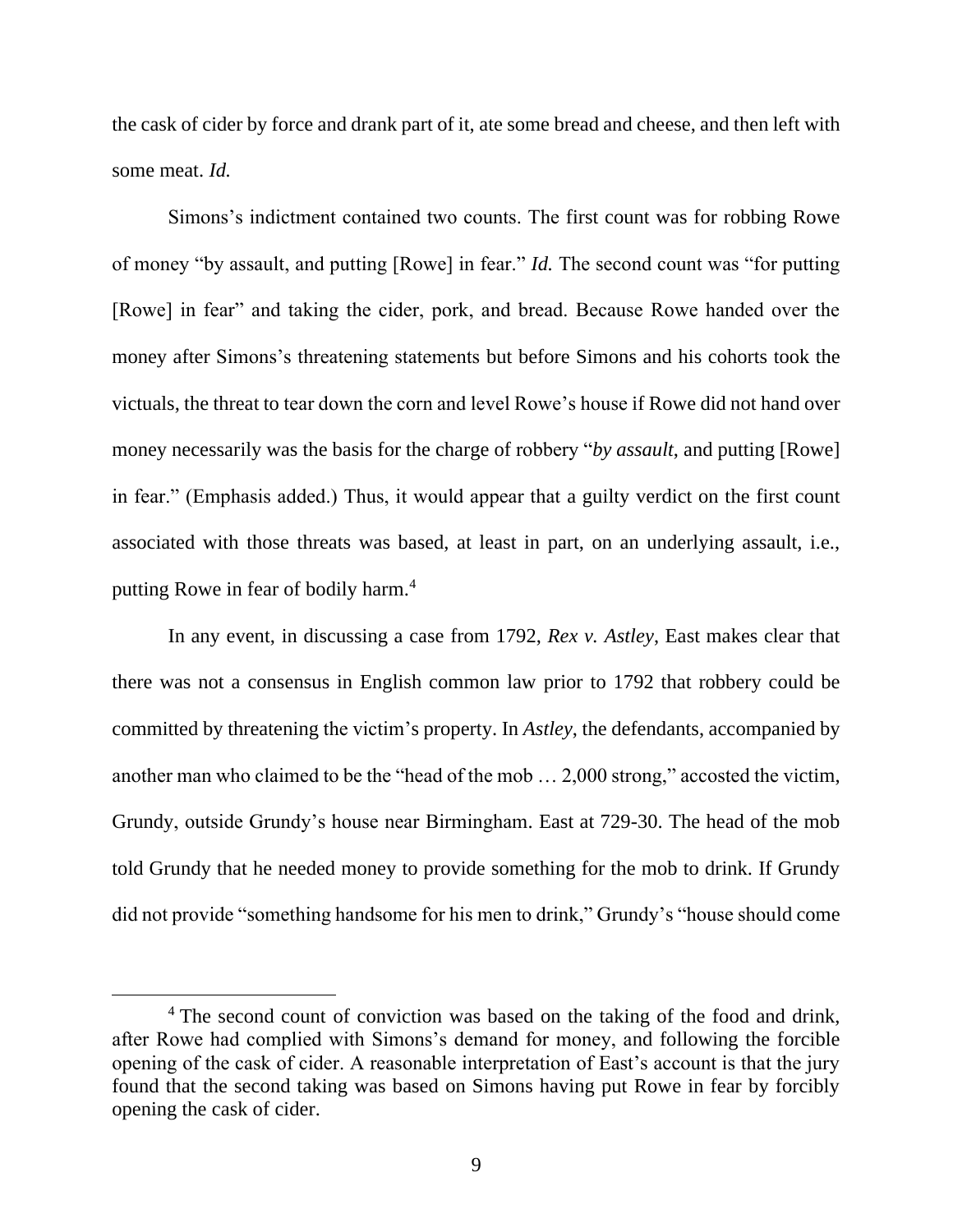the cask of cider by force and drank part of it, ate some bread and cheese, and then left with some meat. *Id.*

Simons's indictment contained two counts. The first count was for robbing Rowe of money "by assault, and putting [Rowe] in fear." *Id.* The second count was "for putting [Rowe] in fear" and taking the cider, pork, and bread. Because Rowe handed over the money after Simons's threatening statements but before Simons and his cohorts took the victuals, the threat to tear down the corn and level Rowe's house if Rowe did not hand over money necessarily was the basis for the charge of robbery "*by assault*, and putting [Rowe] in fear." (Emphasis added.) Thus, it would appear that a guilty verdict on the first count associated with those threats was based, at least in part, on an underlying assault, i.e., putting Rowe in fear of bodily harm.[4]

In any event, in discussing a case from 1792, *Rex v. Astley*, East makes clear that there was not a consensus in English common law prior to 1792 that robbery could be committed by threatening the victim's property. In *Astley*, the defendants, accompanied by another man who claimed to be the "head of the mob … 2,000 strong," accosted the victim, Grundy, outside Grundy's house near Birmingham. East at 729-30. The head of the mob told Grundy that he needed money to provide something for the mob to drink. If Grundy did not provide "something handsome for his men to drink," Grundy's "house should come

[4] The second count of conviction was based on the taking of the food and drink, after Rowe had complied with Simons's demand for money, and following the forcible opening of the cask of cider. A reasonable interpretation of East's account is that the jury found that the second taking was based on Simons having put Rowe in fear by forcibly opening the cask of cider.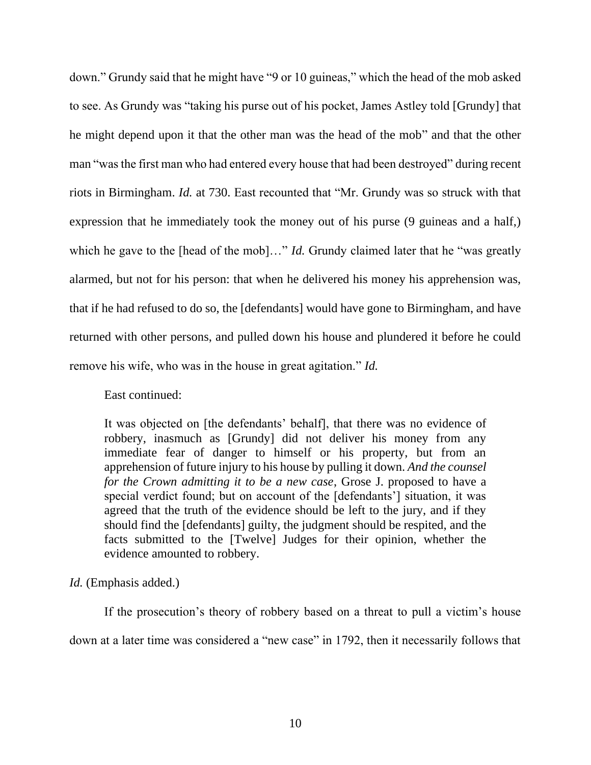down." Grundy said that he might have "9 or 10 guineas," which the head of the mob asked to see. As Grundy was "taking his purse out of his pocket, James Astley told [Grundy] that he might depend upon it that the other man was the head of the mob" and that the other man "was the first man who had entered every house that had been destroyed" during recent riots in Birmingham. *Id.* at 730. East recounted that "Mr. Grundy was so struck with that expression that he immediately took the money out of his purse (9 guineas and a half,) which he gave to the [head of the mob]…" *Id.* Grundy claimed later that he "was greatly alarmed, but not for his person: that when he delivered his money his apprehension was, that if he had refused to do so, the [defendants] would have gone to Birmingham, and have returned with other persons, and pulled down his house and plundered it before he could remove his wife, who was in the house in great agitation." *Id.*

East continued:

> It was objected on [the defendants' behalf], that there was no evidence of robbery, inasmuch as [Grundy] did not deliver his money from any immediate fear of danger to himself or his property, but from an apprehension of future injury to his house by pulling it down. *And the counsel for the Crown admitting it to be a new case*, Grose J. proposed to have a special verdict found; but on account of the [defendants'] situation, it was agreed that the truth of the evidence should be left to the jury, and if they should find the [defendants] guilty, the judgment should be respited, and the facts submitted to the [Twelve] Judges for their opinion, whether the evidence amounted to robbery.

*Id.* (Emphasis added.)

If the prosecution's theory of robbery based on a threat to pull a victim's house down at a later time was considered a "new case" in 1792, then it necessarily follows that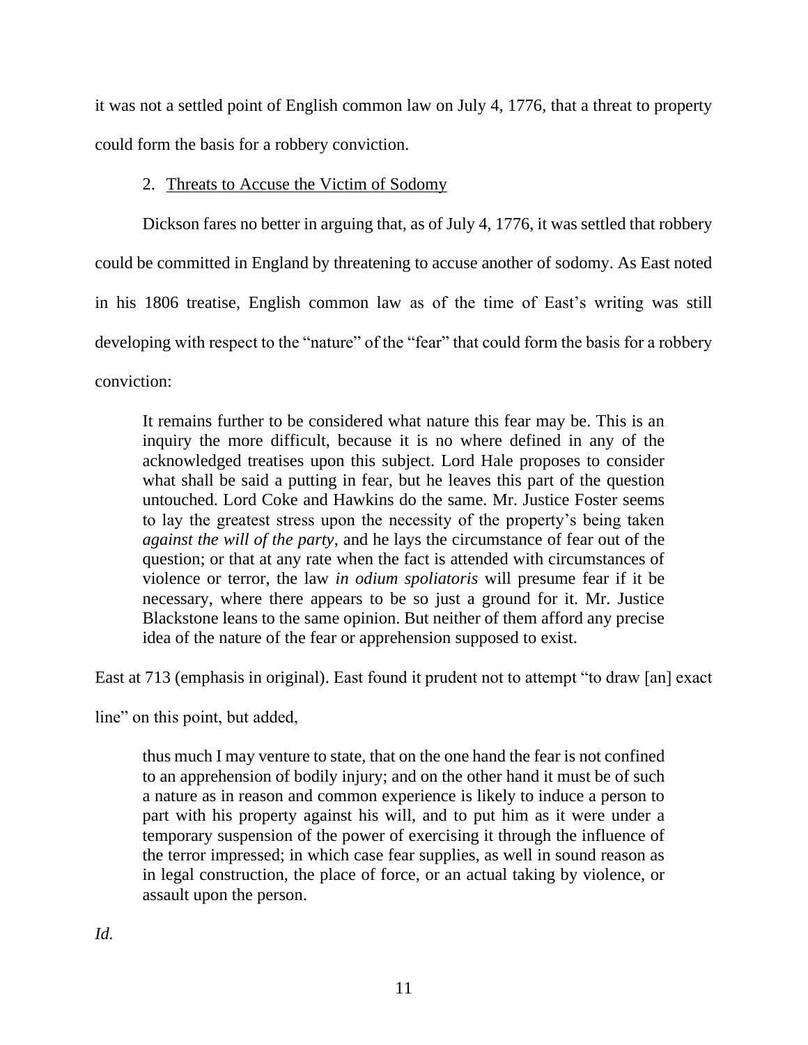it was not a settled point of English common law on July 4, 1776, that a threat to property could form the basis for a robbery conviction.

2. Threats to Accuse the Victim of Sodomy

Dickson fares no better in arguing that, as of July 4, 1776, it was settled that robbery could be committed in England by threatening to accuse another of sodomy. As East noted in his 1806 treatise, English common law as of the time of East's writing was still developing with respect to the "nature" of the "fear" that could form the basis for a robbery conviction:

> It remains further to be considered what nature this fear may be. This is an inquiry the more difficult, because it is no where defined in any of the acknowledged treatises upon this subject. Lord Hale proposes to consider what shall be said a putting in fear, but he leaves this part of the question untouched. Lord Coke and Hawkins do the same. Mr. Justice Foster seems to lay the greatest stress upon the necessity of the property's being taken *against the will of the party*, and he lays the circumstance of fear out of the question; or that at any rate when the fact is attended with circumstances of violence or terror, the law *in odium spoliatoris* will presume fear if it be necessary, where there appears to be so just a ground for it. Mr. Justice Blackstone leans to the same opinion. But neither of them afford any precise idea of the nature of the fear or apprehension supposed to exist.

East at 713 (emphasis in original). East found it prudent not to attempt "to draw [an] exact line" on this point, but added,

> thus much I may venture to state, that on the one hand the fear is not confined to an apprehension of bodily injury; and on the other hand it must be of such a nature as in reason and common experience is likely to induce a person to part with his property against his will, and to put him as it were under a temporary suspension of the power of exercising it through the influence of the terror impressed; in which case fear supplies, as well in sound reason as in legal construction, the place of force, or an actual taking by violence, or assault upon the person.

*Id.*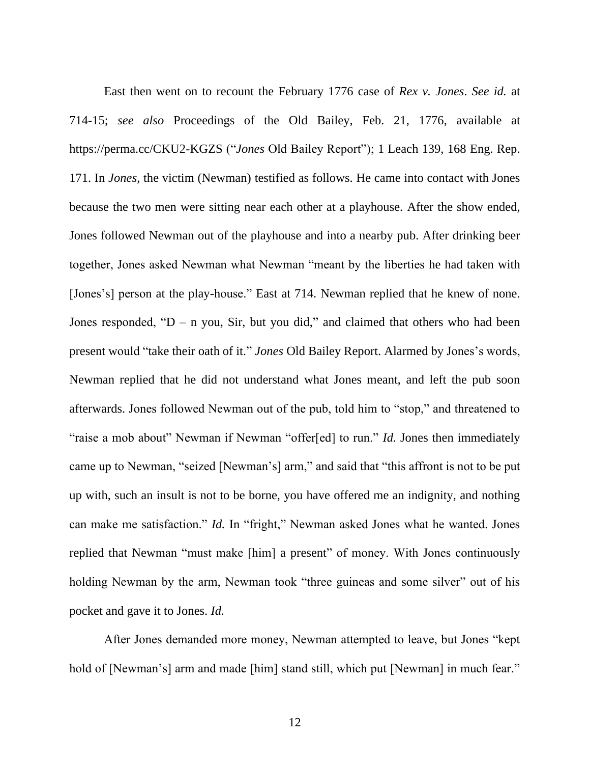East then went on to recount the February 1776 case of *Rex v. Jones*. *See id.* at 714-15; *see also* Proceedings of the Old Bailey, Feb. 21, 1776, available at https://perma.cc/CKU2-KGZS ("*Jones* Old Bailey Report"); 1 Leach 139, 168 Eng. Rep. 171. In *Jones*, the victim (Newman) testified as follows. He came into contact with Jones because the two men were sitting near each other at a playhouse. After the show ended, Jones followed Newman out of the playhouse and into a nearby pub. After drinking beer together, Jones asked Newman what Newman "meant by the liberties he had taken with [Jones's] person at the play-house." East at 714. Newman replied that he knew of none. Jones responded, "D – n you, Sir, but you did," and claimed that others who had been present would "take their oath of it." *Jones* Old Bailey Report. Alarmed by Jones's words, Newman replied that he did not understand what Jones meant, and left the pub soon afterwards. Jones followed Newman out of the pub, told him to "stop," and threatened to "raise a mob about" Newman if Newman "offer[ed] to run." *Id.* Jones then immediately came up to Newman, "seized [Newman's] arm," and said that "this affront is not to be put up with, such an insult is not to be borne, you have offered me an indignity, and nothing can make me satisfaction." *Id.* In "fright," Newman asked Jones what he wanted. Jones replied that Newman "must make [him] a present" of money. With Jones continuously holding Newman by the arm, Newman took "three guineas and some silver" out of his pocket and gave it to Jones. *Id.*

After Jones demanded more money, Newman attempted to leave, but Jones "kept hold of [Newman's] arm and made [him] stand still, which put [Newman] in much fear."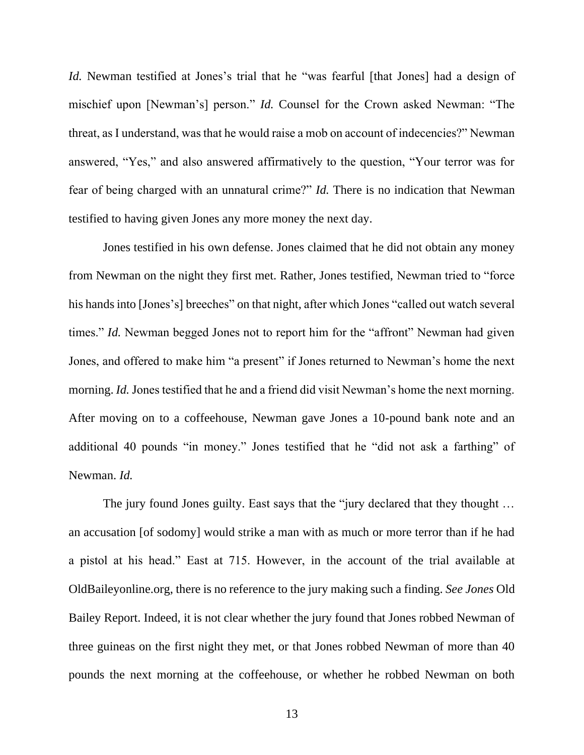*Id.* Newman testified at Jones's trial that he "was fearful [that Jones] had a design of mischief upon [Newman's] person." *Id.* Counsel for the Crown asked Newman: "The threat, as I understand, was that he would raise a mob on account of indecencies?" Newman answered, "Yes," and also answered affirmatively to the question, "Your terror was for fear of being charged with an unnatural crime?" *Id.* There is no indication that Newman testified to having given Jones any more money the next day.

Jones testified in his own defense. Jones claimed that he did not obtain any money from Newman on the night they first met. Rather, Jones testified, Newman tried to "force his hands into [Jones's] breeches" on that night, after which Jones "called out watch several times." *Id.* Newman begged Jones not to report him for the "affront" Newman had given Jones, and offered to make him "a present" if Jones returned to Newman's home the next morning. *Id.* Jones testified that he and a friend did visit Newman's home the next morning. After moving on to a coffeehouse, Newman gave Jones a 10-pound bank note and an additional 40 pounds "in money." Jones testified that he "did not ask a farthing" of Newman. *Id.*

The jury found Jones guilty. East says that the "jury declared that they thought … an accusation [of sodomy] would strike a man with as much or more terror than if he had a pistol at his head." East at 715. However, in the account of the trial available at OldBaileyonline.org, there is no reference to the jury making such a finding. *See Jones* Old Bailey Report. Indeed, it is not clear whether the jury found that Jones robbed Newman of three guineas on the first night they met, or that Jones robbed Newman of more than 40 pounds the next morning at the coffeehouse, or whether he robbed Newman on both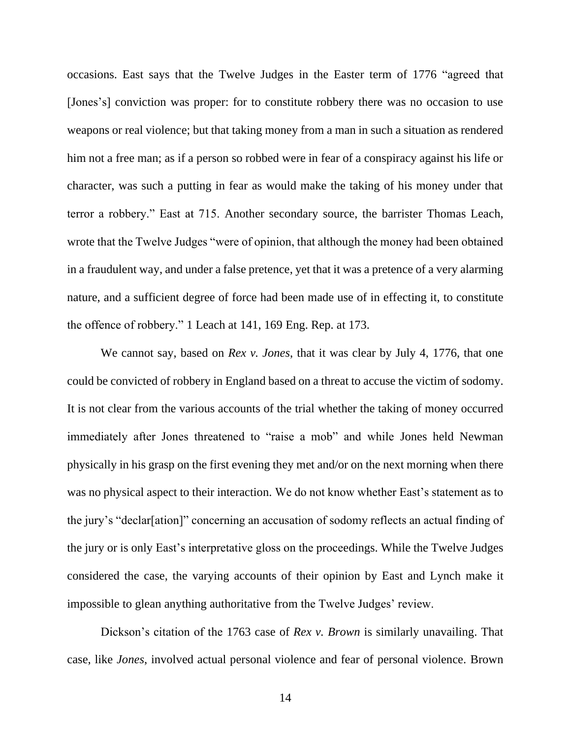occasions. East says that the Twelve Judges in the Easter term of 1776 "agreed that [Jones's] conviction was proper: for to constitute robbery there was no occasion to use weapons or real violence; but that taking money from a man in such a situation as rendered him not a free man; as if a person so robbed were in fear of a conspiracy against his life or character, was such a putting in fear as would make the taking of his money under that terror a robbery." East at 715. Another secondary source, the barrister Thomas Leach, wrote that the Twelve Judges "were of opinion, that although the money had been obtained in a fraudulent way, and under a false pretence, yet that it was a pretence of a very alarming nature, and a sufficient degree of force had been made use of in effecting it, to constitute the offence of robbery." 1 Leach at 141, 169 Eng. Rep. at 173.

We cannot say, based on *Rex v. Jones*, that it was clear by July 4, 1776, that one could be convicted of robbery in England based on a threat to accuse the victim of sodomy. It is not clear from the various accounts of the trial whether the taking of money occurred immediately after Jones threatened to "raise a mob" and while Jones held Newman physically in his grasp on the first evening they met and/or on the next morning when there was no physical aspect to their interaction. We do not know whether East's statement as to the jury's "declar[ation]" concerning an accusation of sodomy reflects an actual finding of the jury or is only East's interpretative gloss on the proceedings. While the Twelve Judges considered the case, the varying accounts of their opinion by East and Lynch make it impossible to glean anything authoritative from the Twelve Judges' review.

Dickson's citation of the 1763 case of *Rex v. Brown* is similarly unavailing. That case, like *Jones*, involved actual personal violence and fear of personal violence. Brown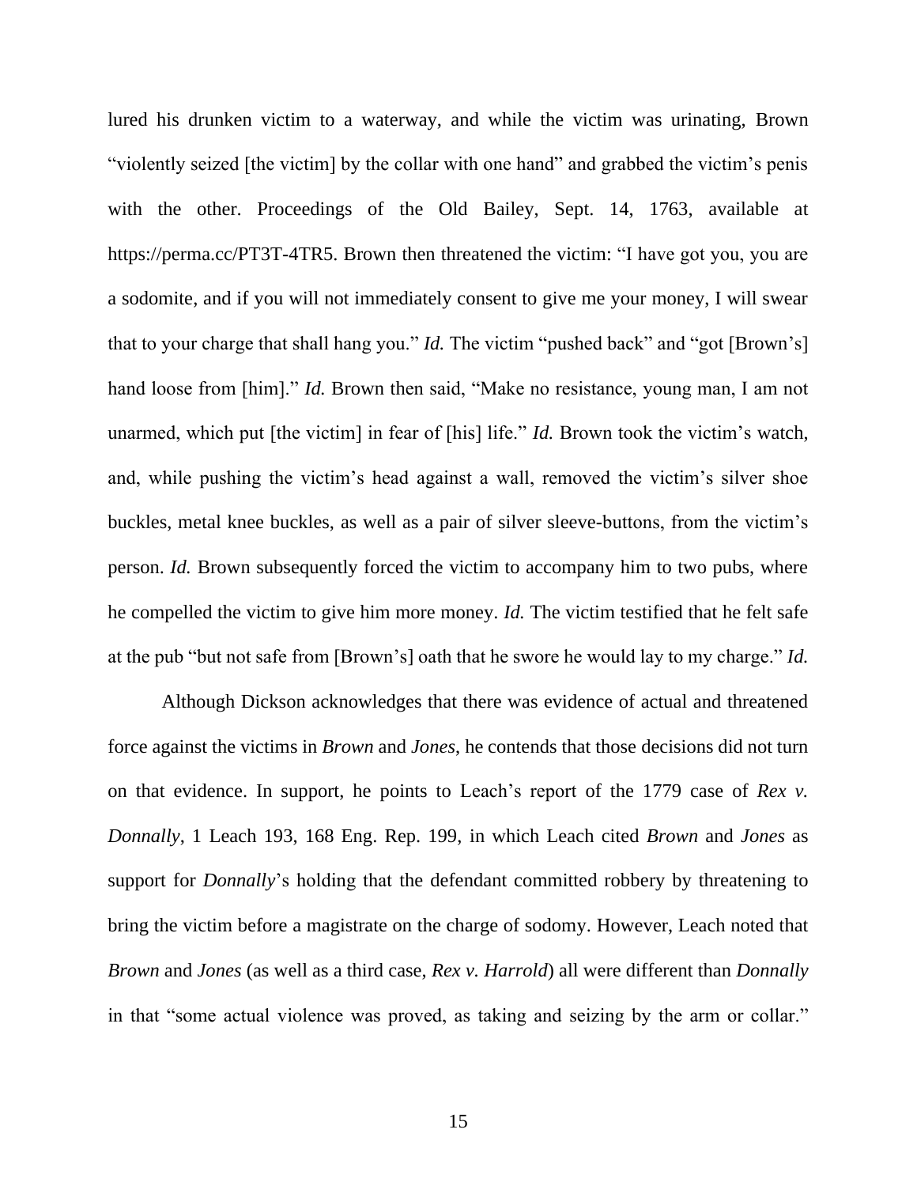lured his drunken victim to a waterway, and while the victim was urinating, Brown "violently seized [the victim] by the collar with one hand" and grabbed the victim's penis with the other. Proceedings of the Old Bailey, Sept. 14, 1763, available at https://perma.cc/PT3T-4TR5. Brown then threatened the victim: "I have got you, you are a sodomite, and if you will not immediately consent to give me your money, I will swear that to your charge that shall hang you." *Id.* The victim "pushed back" and "got [Brown's] hand loose from [him]." *Id.* Brown then said, "Make no resistance, young man, I am not unarmed, which put [the victim] in fear of [his] life." *Id.* Brown took the victim's watch, and, while pushing the victim's head against a wall, removed the victim's silver shoe buckles, metal knee buckles, as well as a pair of silver sleeve-buttons, from the victim's person. *Id.* Brown subsequently forced the victim to accompany him to two pubs, where he compelled the victim to give him more money. *Id.* The victim testified that he felt safe at the pub "but not safe from [Brown's] oath that he swore he would lay to my charge." *Id.*

Although Dickson acknowledges that there was evidence of actual and threatened force against the victims in *Brown* and *Jones*, he contends that those decisions did not turn on that evidence. In support, he points to Leach's report of the 1779 case of *Rex v. Donnally*, 1 Leach 193, 168 Eng. Rep. 199, in which Leach cited *Brown* and *Jones* as support for *Donnally*'s holding that the defendant committed robbery by threatening to bring the victim before a magistrate on the charge of sodomy. However, Leach noted that *Brown* and *Jones* (as well as a third case, *Rex v. Harrold*) all were different than *Donnally* in that "some actual violence was proved, as taking and seizing by the arm or collar."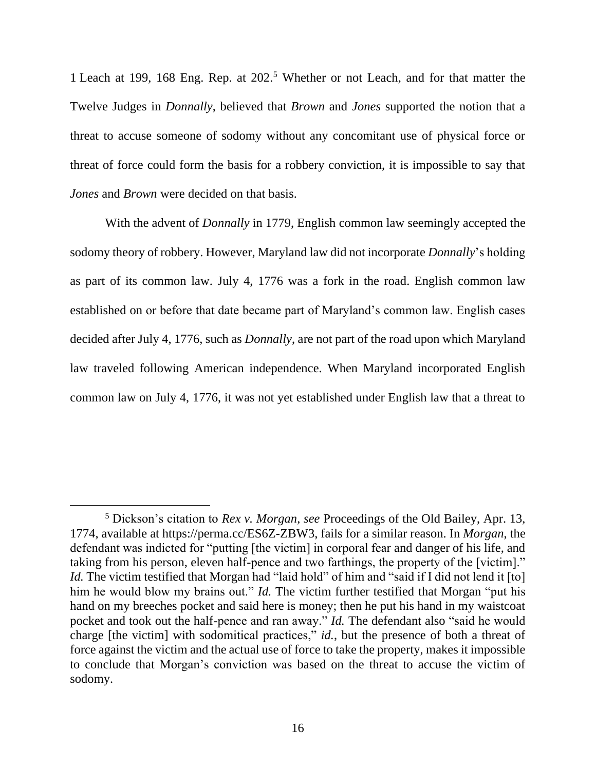1 Leach at 199, 168 Eng. Rep. at 202.[5] Whether or not Leach, and for that matter the Twelve Judges in *Donnally*, believed that *Brown* and *Jones* supported the notion that a threat to accuse someone of sodomy without any concomitant use of physical force or threat of force could form the basis for a robbery conviction, it is impossible to say that *Jones* and *Brown* were decided on that basis.

With the advent of *Donnally* in 1779, English common law seemingly accepted the sodomy theory of robbery. However, Maryland law did not incorporate *Donnally*'s holding as part of its common law. July 4, 1776 was a fork in the road. English common law established on or before that date became part of Maryland's common law. English cases decided after July 4, 1776, such as *Donnally*, are not part of the road upon which Maryland law traveled following American independence. When Maryland incorporated English common law on July 4, 1776, it was not yet established under English law that a threat to

---

[5] Dickson's citation to *Rex v. Morgan*, *see* Proceedings of the Old Bailey, Apr. 13, 1774, available at https://perma.cc/ES6Z-ZBW3, fails for a similar reason. In *Morgan*, the defendant was indicted for "putting [the victim] in corporal fear and danger of his life, and taking from his person, eleven half-pence and two farthings, the property of the [victim]." *Id.* The victim testified that Morgan had "laid hold" of him and "said if I did not lend it [to] him he would blow my brains out." *Id.* The victim further testified that Morgan "put his hand on my breeches pocket and said here is money; then he put his hand in my waistcoat pocket and took out the half-pence and ran away." *Id.* The defendant also "said he would charge [the victim] with sodomitical practices," *id.*, but the presence of both a threat of force against the victim and the actual use of force to take the property, makes it impossible to conclude that Morgan's conviction was based on the threat to accuse the victim of sodomy.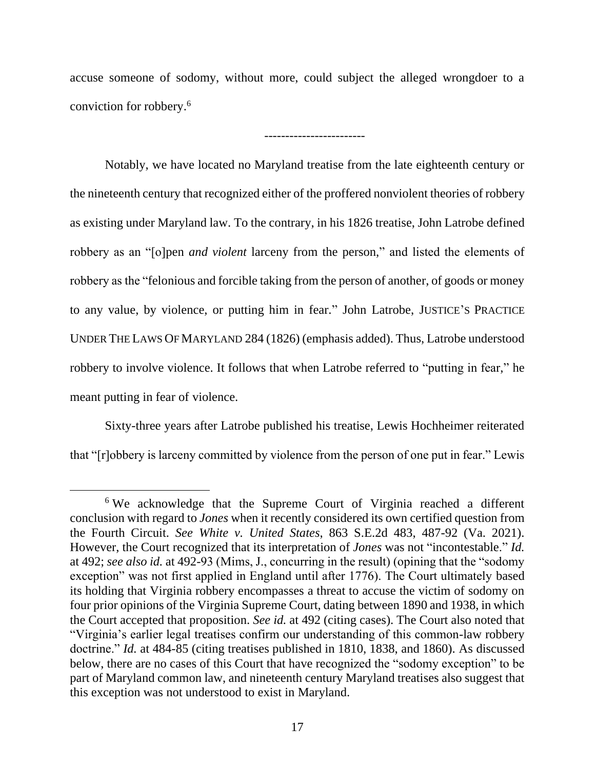accuse someone of sodomy, without more, could subject the alleged wrongdoer to a conviction for robbery.[6]

-----------------------

Notably, we have located no Maryland treatise from the late eighteenth century or the nineteenth century that recognized either of the proffered nonviolent theories of robbery as existing under Maryland law. To the contrary, in his 1826 treatise, John Latrobe defined robbery as an "[o]pen *and violent* larceny from the person," and listed the elements of robbery as the "felonious and forcible taking from the person of another, of goods or money to any value, by violence, or putting him in fear." John Latrobe, JUSTICE'S PRACTICE UNDER THE LAWS OF MARYLAND 284 (1826) (emphasis added). Thus, Latrobe understood robbery to involve violence. It follows that when Latrobe referred to "putting in fear," he meant putting in fear of violence.

Sixty-three years after Latrobe published his treatise, Lewis Hochheimer reiterated that "[r]obbery is larceny committed by violence from the person of one put in fear." Lewis

---

[6] We acknowledge that the Supreme Court of Virginia reached a different conclusion with regard to *Jones* when it recently considered its own certified question from the Fourth Circuit. *See White v. United States*, 863 S.E.2d 483, 487-92 (Va. 2021). However, the Court recognized that its interpretation of *Jones* was not "incontestable." *Id.* at 492; *see also id.* at 492-93 (Mims, J., concurring in the result) (opining that the "sodomy exception" was not first applied in England until after 1776). The Court ultimately based its holding that Virginia robbery encompasses a threat to accuse the victim of sodomy on four prior opinions of the Virginia Supreme Court, dating between 1890 and 1938, in which the Court accepted that proposition. *See id.* at 492 (citing cases). The Court also noted that "Virginia's earlier legal treatises confirm our understanding of this common-law robbery doctrine." *Id.* at 484-85 (citing treatises published in 1810, 1838, and 1860). As discussed below, there are no cases of this Court that have recognized the "sodomy exception" to be part of Maryland common law, and nineteenth century Maryland treatises also suggest that this exception was not understood to exist in Maryland.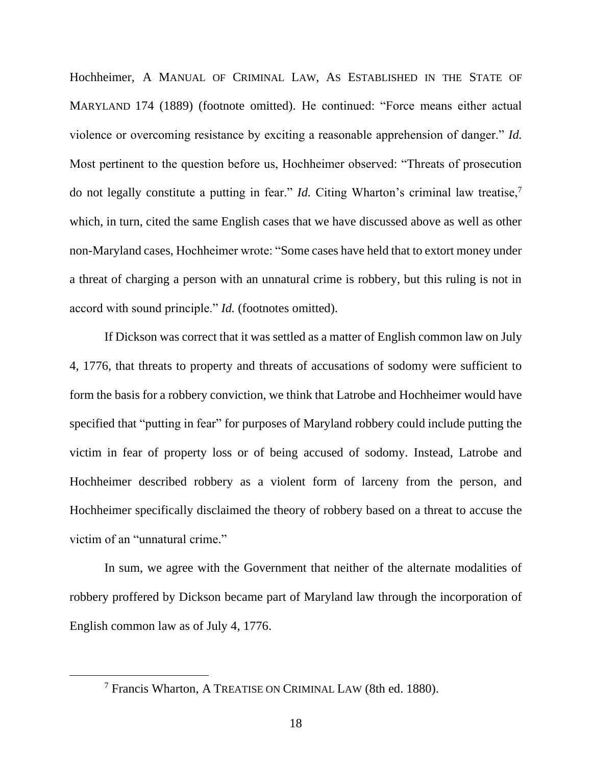Hochheimer, A MANUAL OF CRIMINAL LAW, AS ESTABLISHED IN THE STATE OF MARYLAND 174 (1889) (footnote omitted). He continued: "Force means either actual violence or overcoming resistance by exciting a reasonable apprehension of danger." *Id.* Most pertinent to the question before us, Hochheimer observed: "Threats of prosecution do not legally constitute a putting in fear." *Id.* Citing Wharton's criminal law treatise,[7] which, in turn, cited the same English cases that we have discussed above as well as other non-Maryland cases, Hochheimer wrote: "Some cases have held that to extort money under a threat of charging a person with an unnatural crime is robbery, but this ruling is not in accord with sound principle." *Id.* (footnotes omitted).

If Dickson was correct that it was settled as a matter of English common law on July 4, 1776, that threats to property and threats of accusations of sodomy were sufficient to form the basis for a robbery conviction, we think that Latrobe and Hochheimer would have specified that "putting in fear" for purposes of Maryland robbery could include putting the victim in fear of property loss or of being accused of sodomy. Instead, Latrobe and Hochheimer described robbery as a violent form of larceny from the person, and Hochheimer specifically disclaimed the theory of robbery based on a threat to accuse the victim of an "unnatural crime."

In sum, we agree with the Government that neither of the alternate modalities of robbery proffered by Dickson became part of Maryland law through the incorporation of English common law as of July 4, 1776.

---

[7] Francis Wharton, A TREATISE ON CRIMINAL LAW (8th ed. 1880).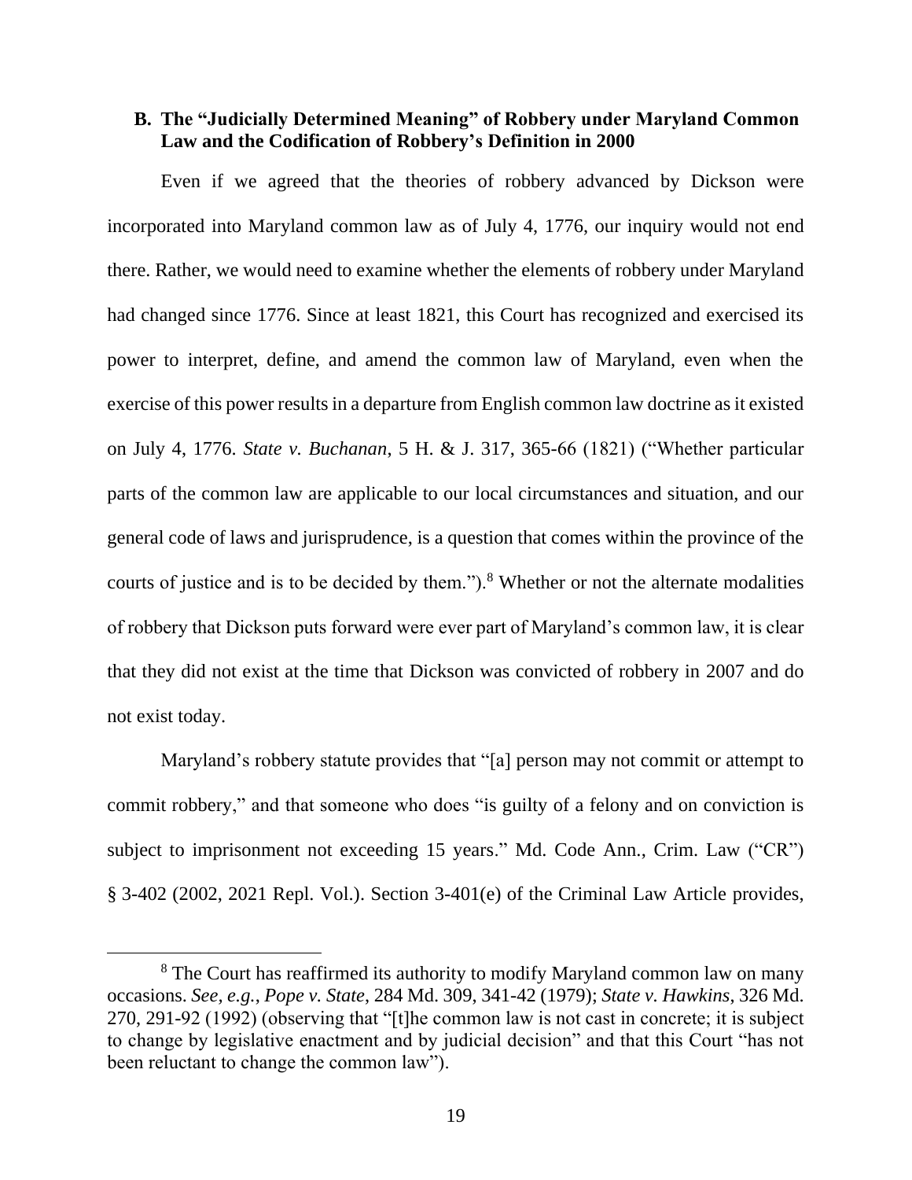### B. The "Judicially Determined Meaning" of Robbery under Maryland Common Law and the Codification of Robbery's Definition in 2000

Even if we agreed that the theories of robbery advanced by Dickson were incorporated into Maryland common law as of July 4, 1776, our inquiry would not end there. Rather, we would need to examine whether the elements of robbery under Maryland had changed since 1776. Since at least 1821, this Court has recognized and exercised its power to interpret, define, and amend the common law of Maryland, even when the exercise of this power results in a departure from English common law doctrine as it existed on July 4, 1776. *State v. Buchanan*, 5 H. & J. 317, 365-66 (1821) ("Whether particular parts of the common law are applicable to our local circumstances and situation, and our general code of laws and jurisprudence, is a question that comes within the province of the courts of justice and is to be decided by them.").[8] Whether or not the alternate modalities of robbery that Dickson puts forward were ever part of Maryland's common law, it is clear that they did not exist at the time that Dickson was convicted of robbery in 2007 and do not exist today.

Maryland's robbery statute provides that "[a] person may not commit or attempt to commit robbery," and that someone who does "is guilty of a felony and on conviction is subject to imprisonment not exceeding 15 years." Md. Code Ann., Crim. Law ("CR") § 3-402 (2002, 2021 Repl. Vol.). Section 3-401(e) of the Criminal Law Article provides,

---

[8] The Court has reaffirmed its authority to modify Maryland common law on many occasions. *See, e.g.*, *Pope v. State*, 284 Md. 309, 341-42 (1979); *State v. Hawkins*, 326 Md. 270, 291-92 (1992) (observing that "[t]he common law is not cast in concrete; it is subject to change by legislative enactment and by judicial decision" and that this Court "has not been reluctant to change the common law").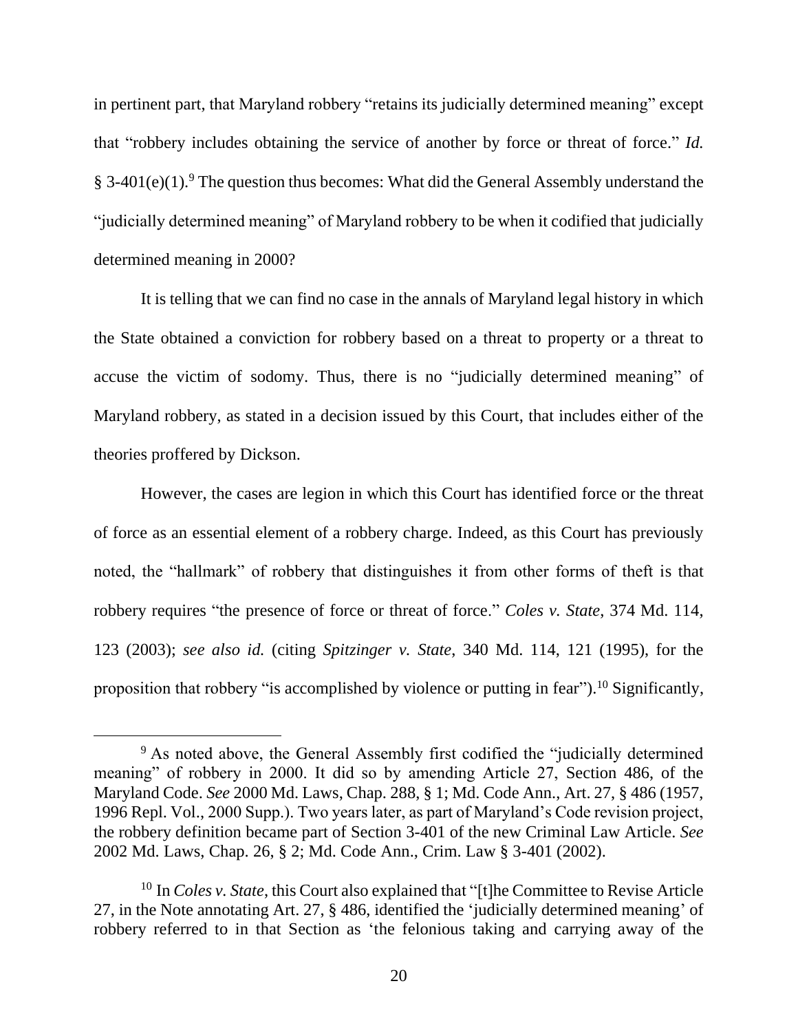in pertinent part, that Maryland robbery "retains its judicially determined meaning" except that "robbery includes obtaining the service of another by force or threat of force." *Id.* § 3-401(e)(1).[9] The question thus becomes: What did the General Assembly understand the "judicially determined meaning" of Maryland robbery to be when it codified that judicially determined meaning in 2000?

It is telling that we can find no case in the annals of Maryland legal history in which the State obtained a conviction for robbery based on a threat to property or a threat to accuse the victim of sodomy. Thus, there is no "judicially determined meaning" of Maryland robbery, as stated in a decision issued by this Court, that includes either of the theories proffered by Dickson.

However, the cases are legion in which this Court has identified force or the threat of force as an essential element of a robbery charge. Indeed, as this Court has previously noted, the "hallmark" of robbery that distinguishes it from other forms of theft is that robbery requires "the presence of force or threat of force." *Coles v. State*, 374 Md. 114, 123 (2003); *see also id.* (citing *Spitzinger v. State*, 340 Md. 114, 121 (1995), for the proposition that robbery "is accomplished by violence or putting in fear").[10] Significantly,

---

[9] As noted above, the General Assembly first codified the "judicially determined meaning" of robbery in 2000. It did so by amending Article 27, Section 486, of the Maryland Code. *See* 2000 Md. Laws, Chap. 288, § 1; Md. Code Ann., Art. 27, § 486 (1957, 1996 Repl. Vol., 2000 Supp.). Two years later, as part of Maryland's Code revision project, the robbery definition became part of Section 3-401 of the new Criminal Law Article. *See* 2002 Md. Laws, Chap. 26, § 2; Md. Code Ann., Crim. Law § 3-401 (2002).

[10] In *Coles v. State*, this Court also explained that "[t]he Committee to Revise Article 27, in the Note annotating Art. 27, § 486, identified the 'judicially determined meaning' of robbery referred to in that Section as 'the felonious taking and carrying away of the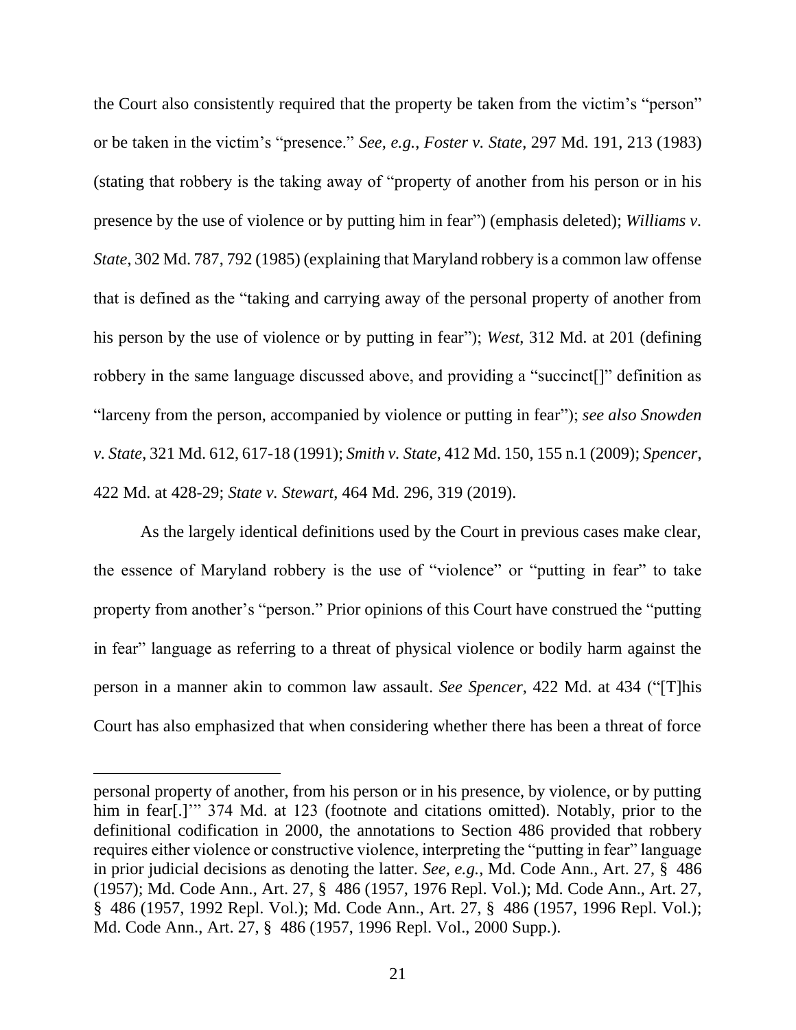the Court also consistently required that the property be taken from the victim's "person" or be taken in the victim's "presence." *See, e.g.*, *Foster v. State*, 297 Md. 191, 213 (1983) (stating that robbery is the taking away of "property of another from his person or in his presence by the use of violence or by putting him in fear") (emphasis deleted); *Williams v. State*, 302 Md. 787, 792 (1985) (explaining that Maryland robbery is a common law offense that is defined as the "taking and carrying away of the personal property of another from his person by the use of violence or by putting in fear"); *West*, 312 Md. at 201 (defining robbery in the same language discussed above, and providing a "succinct[]" definition as "larceny from the person, accompanied by violence or putting in fear"); *see also Snowden v. State*, 321 Md. 612, 617-18 (1991); *Smith v. State*, 412 Md. 150, 155 n.1 (2009); *Spencer*, 422 Md. at 428-29; *State v. Stewart*, 464 Md. 296, 319 (2019).

As the largely identical definitions used by the Court in previous cases make clear, the essence of Maryland robbery is the use of "violence" or "putting in fear" to take property from another's "person." Prior opinions of this Court have construed the "putting in fear" language as referring to a threat of physical violence or bodily harm against the person in a manner akin to common law assault. *See Spencer*, 422 Md. at 434 ("[T]his Court has also emphasized that when considering whether there has been a threat of force

---

personal property of another, from his person or in his presence, by violence, or by putting him in fear[.]'" 374 Md. at 123 (footnote and citations omitted). Notably, prior to the definitional codification in 2000, the annotations to Section 486 provided that robbery requires either violence or constructive violence, interpreting the "putting in fear" language in prior judicial decisions as denoting the latter. *See, e.g.*, Md. Code Ann., Art. 27, § 486 (1957); Md. Code Ann., Art. 27, § 486 (1957, 1976 Repl. Vol.); Md. Code Ann., Art. 27, § 486 (1957, 1992 Repl. Vol.); Md. Code Ann., Art. 27, § 486 (1957, 1996 Repl. Vol.); Md. Code Ann., Art. 27, § 486 (1957, 1996 Repl. Vol., 2000 Supp.).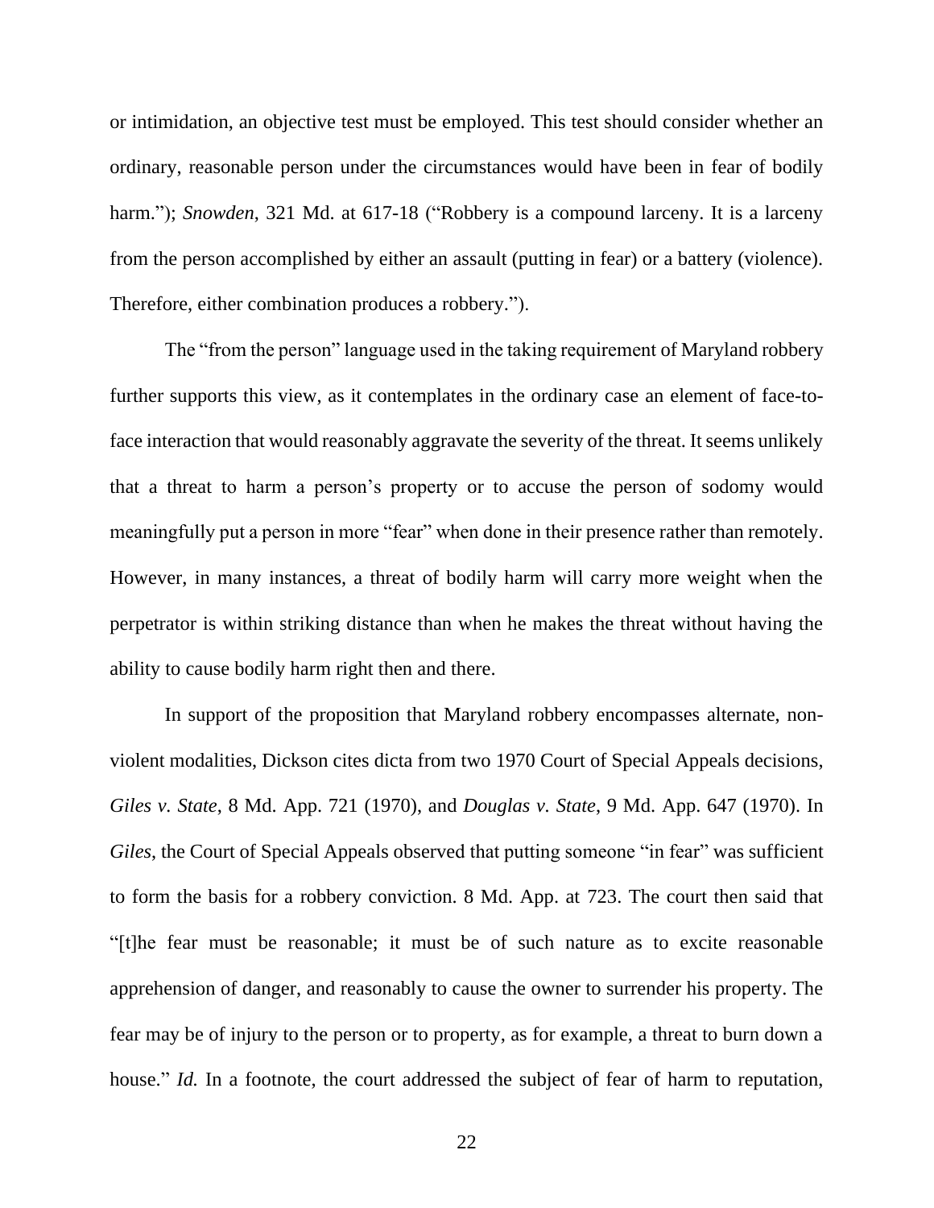or intimidation, an objective test must be employed. This test should consider whether an ordinary, reasonable person under the circumstances would have been in fear of bodily harm."); *Snowden*, 321 Md. at 617-18 ("Robbery is a compound larceny. It is a larceny from the person accomplished by either an assault (putting in fear) or a battery (violence). Therefore, either combination produces a robbery.").

The "from the person" language used in the taking requirement of Maryland robbery further supports this view, as it contemplates in the ordinary case an element of face-to-face interaction that would reasonably aggravate the severity of the threat. It seems unlikely that a threat to harm a person's property or to accuse the person of sodomy would meaningfully put a person in more "fear" when done in their presence rather than remotely. However, in many instances, a threat of bodily harm will carry more weight when the perpetrator is within striking distance than when he makes the threat without having the ability to cause bodily harm right then and there.

In support of the proposition that Maryland robbery encompasses alternate, non-violent modalities, Dickson cites dicta from two 1970 Court of Special Appeals decisions, *Giles v. State*, 8 Md. App. 721 (1970), and *Douglas v. State*, 9 Md. App. 647 (1970). In *Giles*, the Court of Special Appeals observed that putting someone "in fear" was sufficient to form the basis for a robbery conviction. 8 Md. App. at 723. The court then said that "[t]he fear must be reasonable; it must be of such nature as to excite reasonable apprehension of danger, and reasonably to cause the owner to surrender his property. The fear may be of injury to the person or to property, as for example, a threat to burn down a house." *Id.* In a footnote, the court addressed the subject of fear of harm to reputation,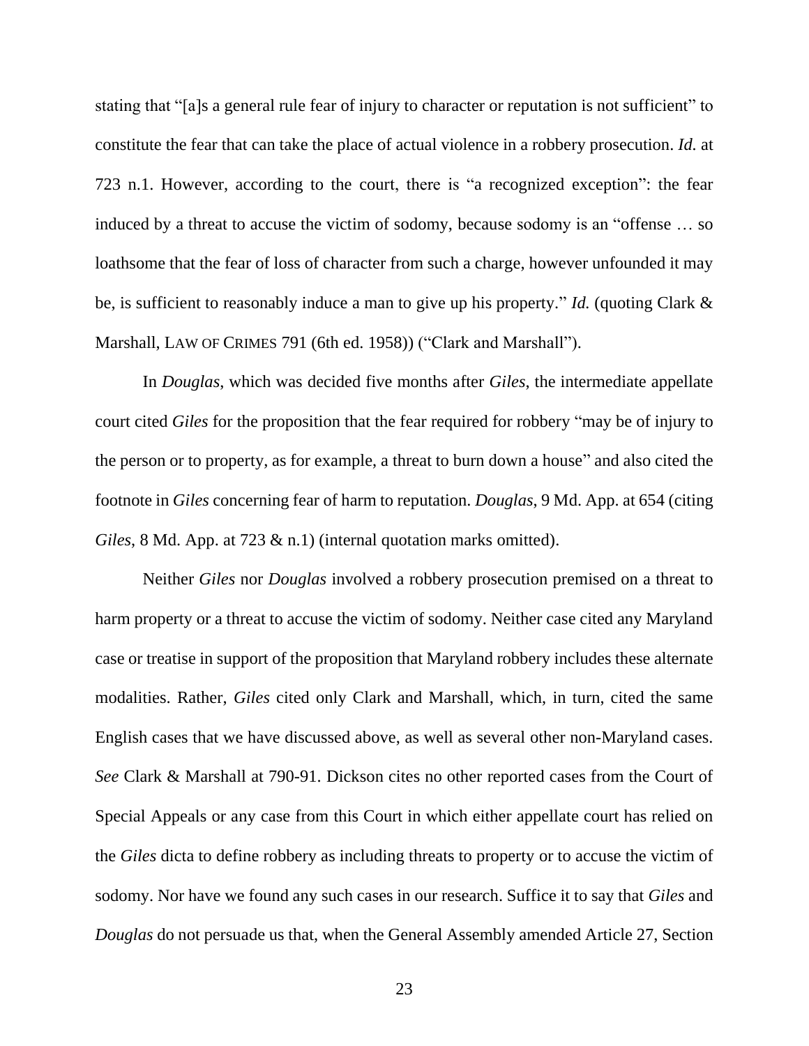stating that "[a]s a general rule fear of injury to character or reputation is not sufficient" to constitute the fear that can take the place of actual violence in a robbery prosecution. *Id.* at 723 n.1. However, according to the court, there is "a recognized exception": the fear induced by a threat to accuse the victim of sodomy, because sodomy is an "offense … so loathsome that the fear of loss of character from such a charge, however unfounded it may be, is sufficient to reasonably induce a man to give up his property." *Id.* (quoting Clark & Marshall, LAW OF CRIMES 791 (6th ed. 1958)) ("Clark and Marshall").

In *Douglas*, which was decided five months after *Giles*, the intermediate appellate court cited *Giles* for the proposition that the fear required for robbery "may be of injury to the person or to property, as for example, a threat to burn down a house" and also cited the footnote in *Giles* concerning fear of harm to reputation. *Douglas*, 9 Md. App. at 654 (citing *Giles*, 8 Md. App. at 723 & n.1) (internal quotation marks omitted).

Neither *Giles* nor *Douglas* involved a robbery prosecution premised on a threat to harm property or a threat to accuse the victim of sodomy. Neither case cited any Maryland case or treatise in support of the proposition that Maryland robbery includes these alternate modalities. Rather, *Giles* cited only Clark and Marshall, which, in turn, cited the same English cases that we have discussed above, as well as several other non-Maryland cases. *See* Clark & Marshall at 790-91. Dickson cites no other reported cases from the Court of Special Appeals or any case from this Court in which either appellate court has relied on the *Giles* dicta to define robbery as including threats to property or to accuse the victim of sodomy. Nor have we found any such cases in our research. Suffice it to say that *Giles* and *Douglas* do not persuade us that, when the General Assembly amended Article 27, Section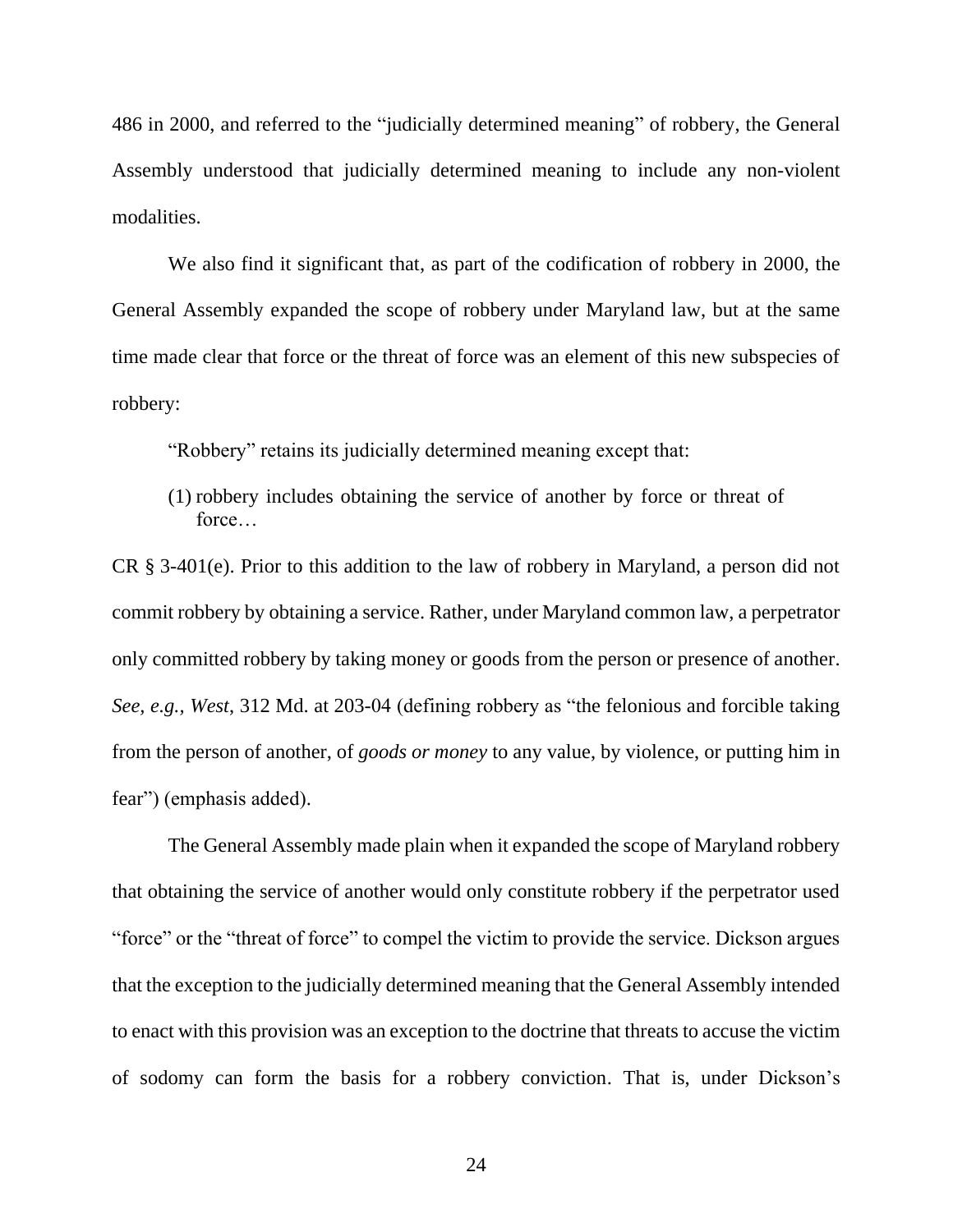486 in 2000, and referred to the "judicially determined meaning" of robbery, the General Assembly understood that judicially determined meaning to include any non-violent modalities.

We also find it significant that, as part of the codification of robbery in 2000, the General Assembly expanded the scope of robbery under Maryland law, but at the same time made clear that force or the threat of force was an element of this new subspecies of robbery:

> "Robbery" retains its judicially determined meaning except that:
>
> (1) robbery includes obtaining the service of another by force or threat of force…

CR § 3-401(e). Prior to this addition to the law of robbery in Maryland, a person did not commit robbery by obtaining a service. Rather, under Maryland common law, a perpetrator only committed robbery by taking money or goods from the person or presence of another. *See, e.g.*, *West*, 312 Md. at 203-04 (defining robbery as "the felonious and forcible taking from the person of another, of *goods or money* to any value, by violence, or putting him in fear") (emphasis added).

The General Assembly made plain when it expanded the scope of Maryland robbery that obtaining the service of another would only constitute robbery if the perpetrator used "force" or the "threat of force" to compel the victim to provide the service. Dickson argues that the exception to the judicially determined meaning that the General Assembly intended to enact with this provision was an exception to the doctrine that threats to accuse the victim of sodomy can form the basis for a robbery conviction. That is, under Dickson's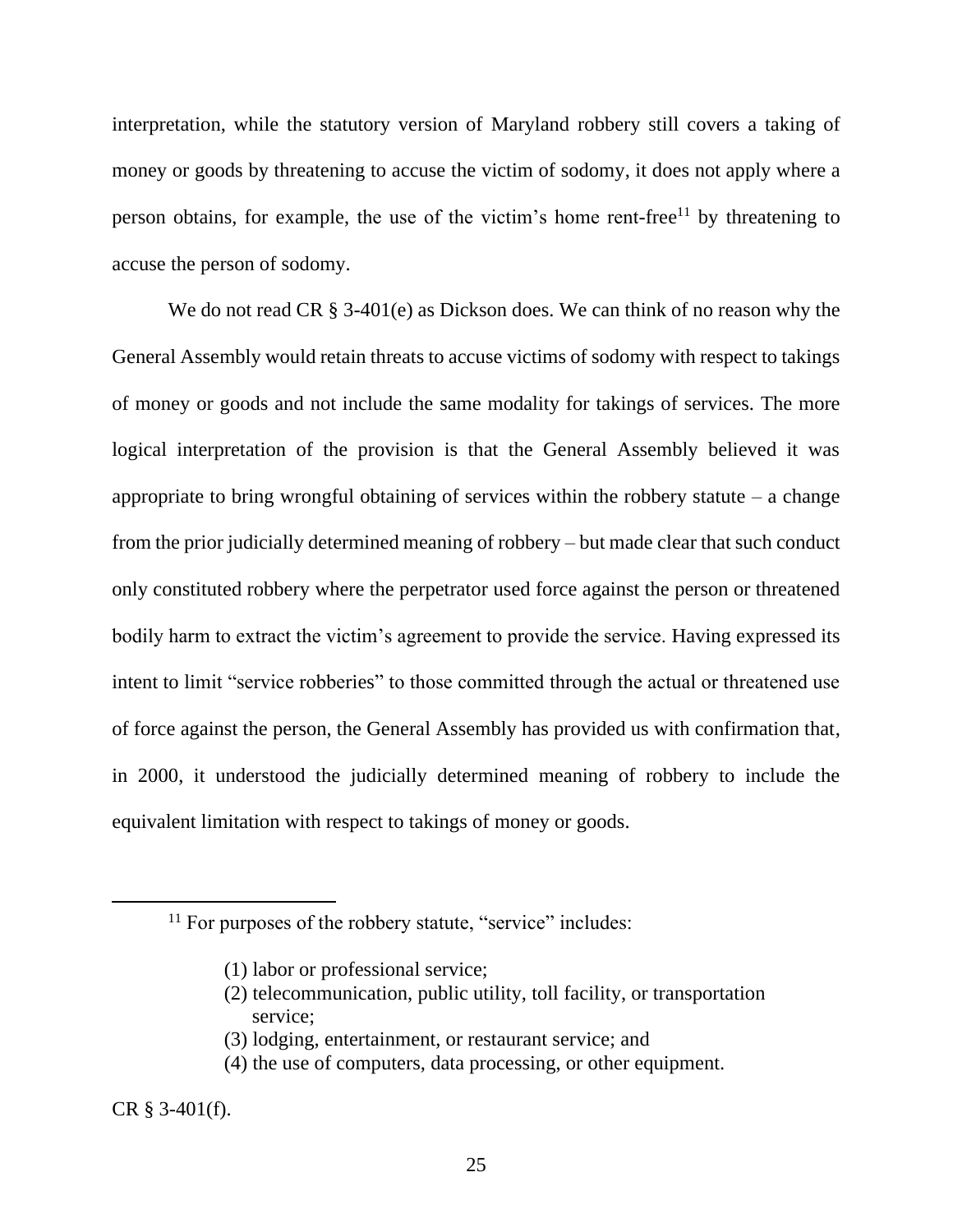interpretation, while the statutory version of Maryland robbery still covers a taking of money or goods by threatening to accuse the victim of sodomy, it does not apply where a person obtains, for example, the use of the victim's home rent-free[11] by threatening to accuse the person of sodomy.

We do not read CR § 3-401(e) as Dickson does. We can think of no reason why the General Assembly would retain threats to accuse victims of sodomy with respect to takings of money or goods and not include the same modality for takings of services. The more logical interpretation of the provision is that the General Assembly believed it was appropriate to bring wrongful obtaining of services within the robbery statute – a change from the prior judicially determined meaning of robbery – but made clear that such conduct only constituted robbery where the perpetrator used force against the person or threatened bodily harm to extract the victim's agreement to provide the service. Having expressed its intent to limit "service robberies" to those committed through the actual or threatened use of force against the person, the General Assembly has provided us with confirmation that, in 2000, it understood the judicially determined meaning of robbery to include the equivalent limitation with respect to takings of money or goods.

---

[11] For purposes of the robbery statute, "service" includes:

> (1) labor or professional service;
> (2) telecommunication, public utility, toll facility, or transportation service;
> (3) lodging, entertainment, or restaurant service; and
> (4) the use of computers, data processing, or other equipment.

CR § 3-401(f).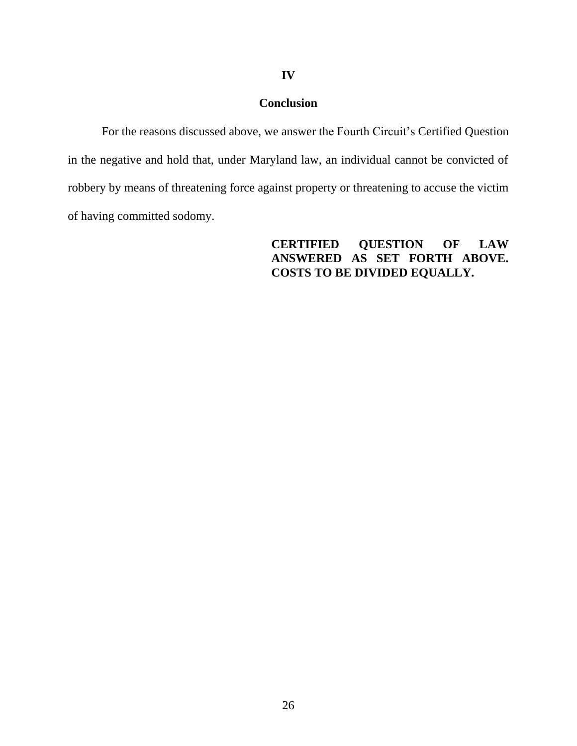## IV

## Conclusion

For the reasons discussed above, we answer the Fourth Circuit's Certified Question in the negative and hold that, under Maryland law, an individual cannot be convicted of robbery by means of threatening force against property or threatening to accuse the victim of having committed sodomy.

**CERTIFIED QUESTION OF LAW ANSWERED AS SET FORTH ABOVE. COSTS TO BE DIVIDED EQUALLY.**